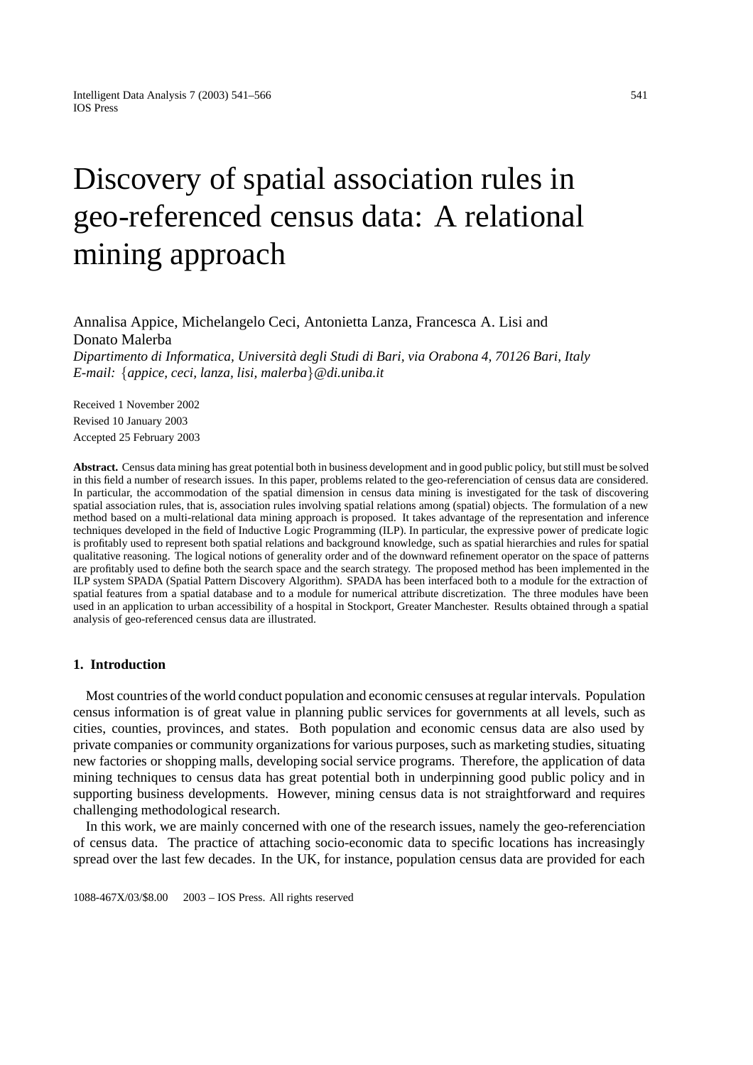# Discovery of spatial association rules in geo-referenced census data: A relational mining approach

Annalisa Appice, Michelangelo Ceci, Antonietta Lanza, Francesca A. Lisi and Donato Malerba

*Dipartimento di Informatica, Università degli Studi di Bari, via Orabona 4, 70126 Bari, Italy*
*E-mail: {appice, ceci, lanza, lisi, malerba}@di.uniba.it*

Received 1 November 2002
Revised 10 January 2003
Accepted 25 February 2003

**Abstract.** Census data mining has great potential both in business development and in good public policy, but still must be solved in this field a number of research issues. In this paper, problems related to the geo-referenciation of census data are considered. In particular, the accommodation of the spatial dimension in census data mining is investigated for the task of discovering spatial association rules, that is, association rules involving spatial relations among (spatial) objects. The formulation of a new method based on a multi-relational data mining approach is proposed. It takes advantage of the representation and inference techniques developed in the field of Inductive Logic Programming (ILP). In particular, the expressive power of predicate logic is profitably used to represent both spatial relations and background knowledge, such as spatial hierarchies and rules for spatial qualitative reasoning. The logical notions of generality order and of the downward refinement operator on the space of patterns are profitably used to define both the search space and the search strategy. The proposed method has been implemented in the ILP system SPADA (Spatial Pattern Discovery Algorithm). SPADA has been interfaced both to a module for the extraction of spatial features from a spatial database and to a module for numerical attribute discretization. The three modules have been used in an application to urban accessibility of a hospital in Stockport, Greater Manchester. Results obtained through a spatial analysis of geo-referenced census data are illustrated.

## 1. Introduction

Most countries of the world conduct population and economic censuses at regular intervals. Population census information is of great value in planning public services for governments at all levels, such as cities, counties, provinces, and states. Both population and economic census data are also used by private companies or community organizations for various purposes, such as marketing studies, situating new factories or shopping malls, developing social service programs. Therefore, the application of data mining techniques to census data has great potential both in underpinning good public policy and in supporting business developments. However, mining census data is not straightforward and requires challenging methodological research.

In this work, we are mainly concerned with one of the research issues, namely the geo-referenciation of census data. The practice of attaching socio-economic data to specific locations has increasingly spread over the last few decades. In the UK, for instance, population census data are provided for each

1088-467X/03/$8.00 2003 – IOS Press. All rights reserved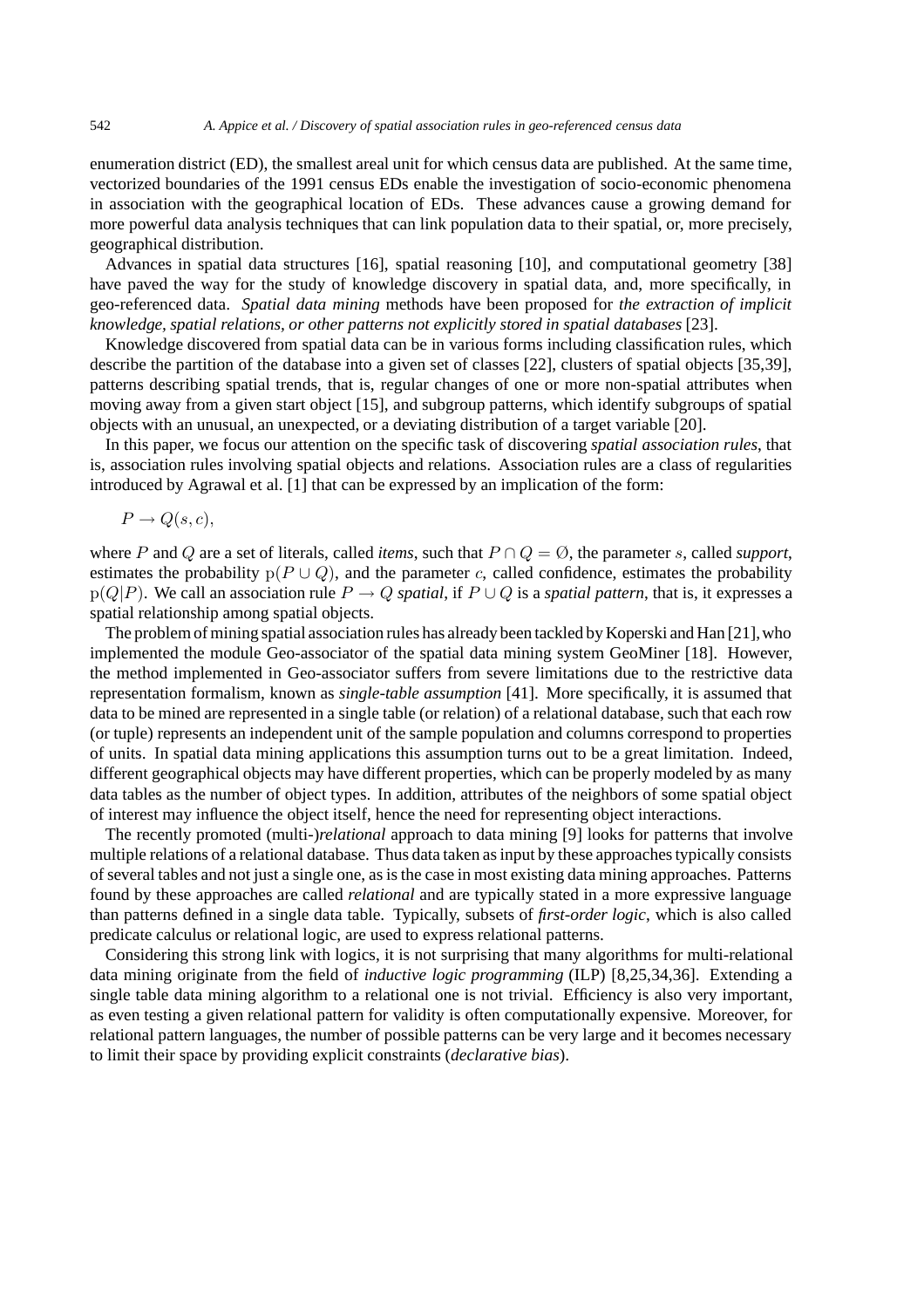enumeration district (ED), the smallest areal unit for which census data are published. At the same time, vectorized boundaries of the 1991 census EDs enable the investigation of socio-economic phenomena in association with the geographical location of EDs. These advances cause a growing demand for more powerful data analysis techniques that can link population data to their spatial, or, more precisely, geographical distribution.

Advances in spatial data structures [16], spatial reasoning [10], and computational geometry [38] have paved the way for the study of knowledge discovery in spatial data, and, more specifically, in geo-referenced data. *Spatial data mining* methods have been proposed for *the extraction of implicit knowledge, spatial relations, or other patterns not explicitly stored in spatial databases* [23].

Knowledge discovered from spatial data can be in various forms including classification rules, which describe the partition of the database into a given set of classes [22], clusters of spatial objects [35,39], patterns describing spatial trends, that is, regular changes of one or more non-spatial attributes when moving away from a given start object [15], and subgroup patterns, which identify subgroups of spatial objects with an unusual, an unexpected, or a deviating distribution of a target variable [20].

In this paper, we focus our attention on the specific task of discovering *spatial association rules*, that is, association rules involving spatial objects and relations. Association rules are a class of regularities introduced by Agrawal et al. [1] that can be expressed by an implication of the form:

$$P \rightarrow Q(s, c),$$

where $P$ and $Q$ are a set of literals, called *items*, such that $P \cap Q = \emptyset$, the parameter $s$, called *support*, estimates the probability $\mathrm{p}(P \cup Q)$, and the parameter $c$, called confidence, estimates the probability $\mathrm{p}(Q|P)$. We call an association rule $P \rightarrow Q$ *spatial*, if $P \cup Q$ is a *spatial pattern*, that is, it expresses a spatial relationship among spatial objects.

The problem of mining spatial association rules has already been tackled by Koperski and Han [21], who implemented the module Geo-associator of the spatial data mining system GeoMiner [18]. However, the method implemented in Geo-associator suffers from severe limitations due to the restrictive data representation formalism, known as *single-table assumption* [41]. More specifically, it is assumed that data to be mined are represented in a single table (or relation) of a relational database, such that each row (or tuple) represents an independent unit of the sample population and columns correspond to properties of units. In spatial data mining applications this assumption turns out to be a great limitation. Indeed, different geographical objects may have different properties, which can be properly modeled by as many data tables as the number of object types. In addition, attributes of the neighbors of some spatial object of interest may influence the object itself, hence the need for representing object interactions.

The recently promoted (multi-)*relational* approach to data mining [9] looks for patterns that involve multiple relations of a relational database. Thus data taken as input by these approaches typically consists of several tables and not just a single one, as is the case in most existing data mining approaches. Patterns found by these approaches are called *relational* and are typically stated in a more expressive language than patterns defined in a single data table. Typically, subsets of *first-order logic*, which is also called predicate calculus or relational logic, are used to express relational patterns.

Considering this strong link with logics, it is not surprising that many algorithms for multi-relational data mining originate from the field of *inductive logic programming* (ILP) [8,25,34,36]. Extending a single table data mining algorithm to a relational one is not trivial. Efficiency is also very important, as even testing a given relational pattern for validity is often computationally expensive. Moreover, for relational pattern languages, the number of possible patterns can be very large and it becomes necessary to limit their space by providing explicit constraints (*declarative bias*).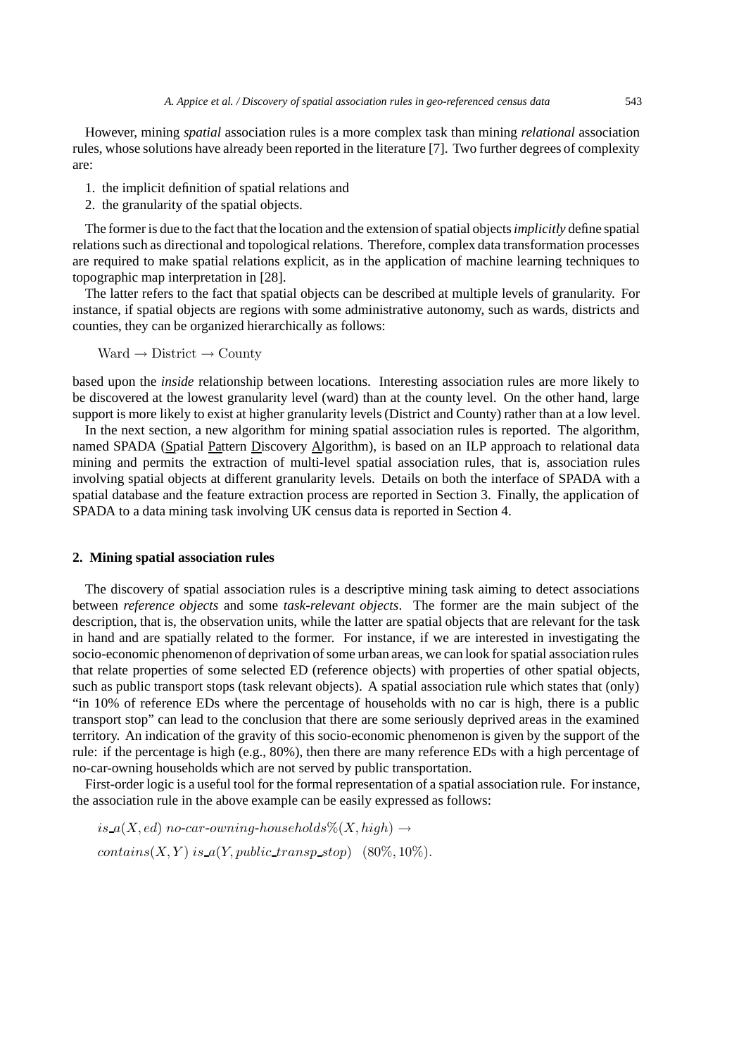However, mining *spatial* association rules is a more complex task than mining *relational* association rules, whose solutions have already been reported in the literature [7]. Two further degrees of complexity are:

1. the implicit definition of spatial relations and
2. the granularity of the spatial objects.

The former is due to the fact that the location and the extension of spatial objects *implicitly* define spatial relations such as directional and topological relations. Therefore, complex data transformation processes are required to make spatial relations explicit, as in the application of machine learning techniques to topographic map interpretation in [28].

The latter refers to the fact that spatial objects can be described at multiple levels of granularity. For instance, if spatial objects are regions with some administrative autonomy, such as wards, districts and counties, they can be organized hierarchically as follows:

$$\mathrm{Ward} \rightarrow \mathrm{District} \rightarrow \mathrm{County}$$

based upon the *inside* relationship between locations. Interesting association rules are more likely to be discovered at the lowest granularity level (ward) than at the county level. On the other hand, large support is more likely to exist at higher granularity levels (District and County) rather than at a low level.

In the next section, a new algorithm for mining spatial association rules is reported. The algorithm, named SPADA (Spatial Pattern Discovery Algorithm), is based on an ILP approach to relational data mining and permits the extraction of multi-level spatial association rules, that is, association rules involving spatial objects at different granularity levels. Details on both the interface of SPADA with a spatial database and the feature extraction process are reported in Section 3. Finally, the application of SPADA to a data mining task involving UK census data is reported in Section 4.

## 2. Mining spatial association rules

The discovery of spatial association rules is a descriptive mining task aiming to detect associations between *reference objects* and some *task-relevant objects*. The former are the main subject of the description, that is, the observation units, while the latter are spatial objects that are relevant for the task in hand and are spatially related to the former. For instance, if we are interested in investigating the socio-economic phenomenon of deprivation of some urban areas, we can look for spatial association rules that relate properties of some selected ED (reference objects) with properties of other spatial objects, such as public transport stops (task relevant objects). A spatial association rule which states that (only) "in 10% of reference EDs where the percentage of households with no car is high, there is a public transport stop" can lead to the conclusion that there are some seriously deprived areas in the examined territory. An indication of the gravity of this socio-economic phenomenon is given by the support of the rule: if the percentage is high (e.g., 80%), then there are many reference EDs with a high percentage of no-car-owning households which are not served by public transportation.

First-order logic is a useful tool for the formal representation of a spatial association rule. For instance, the association rule in the above example can be easily expressed as follows:

$$is\_a(X, ed)\ no\text{-}car\text{-}owning\text{-}households\%(X, high) \rightarrow$$
$$contains(X, Y)\ is\_a(Y, public\_transp\_stop) \quad (80\%, 10\%).$$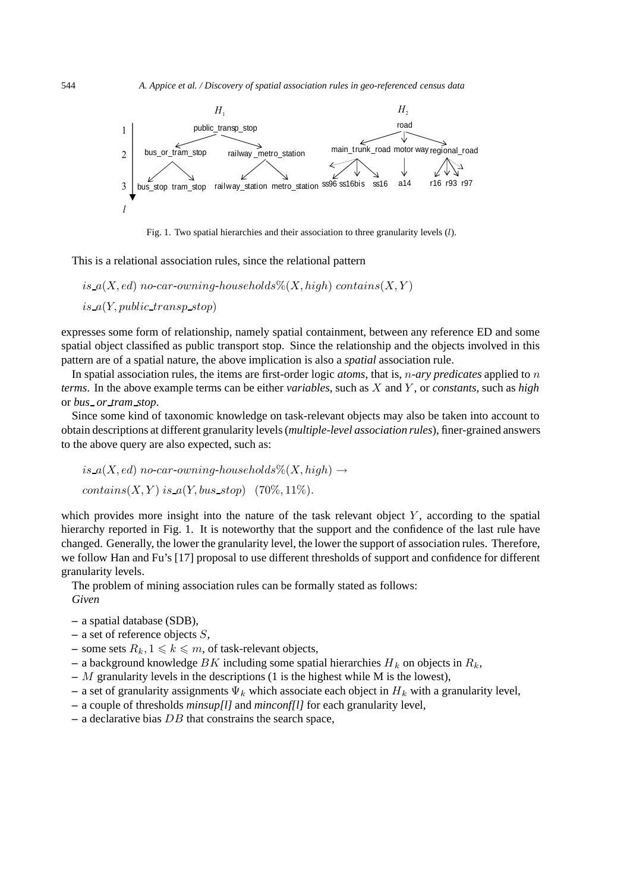H1

H2

1

2

3

l

public_transp_stop

bus_or_tram_stop

railway _metro_station

bus_stop tram_stop

railway_station metro_station

road

main_trunk_road motor way regional_road

ss96 ss16bis ss16

a14

r16 r93 r97

Fig. 1. Two spatial hierarchies and their association to three granularity levels ($l$).

This is a relational association rules, since the relational pattern

$$is\_a(X, ed)\ no\text{-}car\text{-}owning\text{-}households\%(X, high)\ contains(X, Y)$$
$$is\_a(Y, public\_transp\_stop)$$

expresses some form of relationship, namely spatial containment, between any reference ED and some spatial object classified as public transport stop. Since the relationship and the objects involved in this pattern are of a spatial nature, the above implication is also a *spatial* association rule.

In spatial association rules, the items are first-order logic *atoms*, that is, $n$*-ary predicates* applied to $n$ *terms*. In the above example terms can be either *variables*, such as $X$ and $Y$, or *constants*, such as *high* or *bus_or_tram_stop*.

Since some kind of taxonomic knowledge on task-relevant objects may also be taken into account to obtain descriptions at different granularity levels (*multiple-level association rules*), finer-grained answers to the above query are also expected, such as:

$$is\_a(X, ed)\ no\text{-}car\text{-}owning\text{-}households\%(X, high) \rightarrow$$
$$contains(X, Y)\ is\_a(Y, bus\_stop) \quad (70\%, 11\%).$$

which provides more insight into the nature of the task relevant object $Y$, according to the spatial hierarchy reported in Fig. 1. It is noteworthy that the support and the confidence of the last rule have changed. Generally, the lower the granularity level, the lower the support of association rules. Therefore, we follow Han and Fu's [17] proposal to use different thresholds of support and confidence for different granularity levels.

The problem of mining association rules can be formally stated as follows:

*Given*

– a spatial database (SDB),
– a set of reference objects $S$,
– some sets $R_k, 1 \leqslant k \leqslant m$, of task-relevant objects,
– a background knowledge $BK$ including some spatial hierarchies $H_k$ on objects in $R_k$,
– $M$ granularity levels in the descriptions (1 is the highest while M is the lowest),
– a set of granularity assignments $\Psi_k$ which associate each object in $H_k$ with a granularity level,
– a couple of thresholds *minsup[l]* and *minconf[l]* for each granularity level,
– a declarative bias $DB$ that constrains the search space,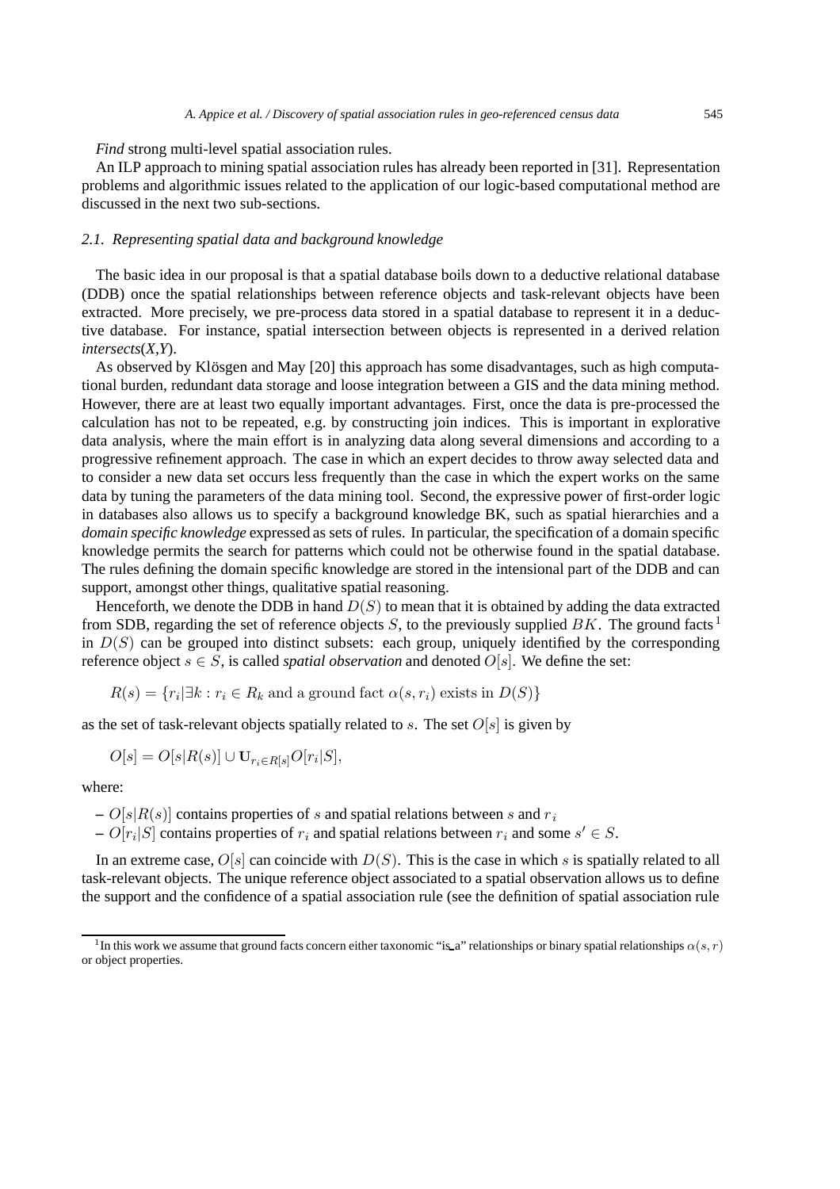*Find* strong multi-level spatial association rules.

An ILP approach to mining spatial association rules has already been reported in [31]. Representation problems and algorithmic issues related to the application of our logic-based computational method are discussed in the next two sub-sections.

### 2.1. Representing spatial data and background knowledge

The basic idea in our proposal is that a spatial database boils down to a deductive relational database (DDB) once the spatial relationships between reference objects and task-relevant objects have been extracted. More precisely, we pre-process data stored in a spatial database to represent it in a deductive database. For instance, spatial intersection between objects is represented in a derived relation *intersects*(*X*,*Y*).

As observed by Klösgen and May [20] this approach has some disadvantages, such as high computational burden, redundant data storage and loose integration between a GIS and the data mining method. However, there are at least two equally important advantages. First, once the data is pre-processed the calculation has not to be repeated, e.g. by constructing join indices. This is important in explorative data analysis, where the main effort is in analyzing data along several dimensions and according to a progressive refinement approach. The case in which an expert decides to throw away selected data and to consider a new data set occurs less frequently than the case in which the expert works on the same data by tuning the parameters of the data mining tool. Second, the expressive power of first-order logic in databases also allows us to specify a background knowledge BK, such as spatial hierarchies and a *domain specific knowledge* expressed as sets of rules. In particular, the specification of a domain specific knowledge permits the search for patterns which could not be otherwise found in the spatial database. The rules defining the domain specific knowledge are stored in the intensional part of the DDB and can support, amongst other things, qualitative spatial reasoning.

Henceforth, we denote the DDB in hand $D(S)$ to mean that it is obtained by adding the data extracted from SDB, regarding the set of reference objects $S$, to the previously supplied $BK$. The ground facts [1] in $D(S)$ can be grouped into distinct subsets: each group, uniquely identified by the corresponding reference object $s \in S$, is called *spatial observation* and denoted $O[s]$. We define the set:

$$R(s) = \{r_i | \exists k : r_i \in R_k \text{ and a ground fact } \alpha(s, r_i) \text{ exists in } D(S)\}$$

as the set of task-relevant objects spatially related to $s$. The set $O[s]$ is given by

$$O[s] = O[s|R(s)] \cup \mathbf{U}_{r_i \in R[s]} O[r_i|S],$$

where:

- $O[s|R(s)]$ contains properties of $s$ and spatial relations between $s$ and $r_i$
- $O[r_i|S]$ contains properties of $r_i$ and spatial relations between $r_i$ and some $s' \in S$.

In an extreme case, $O[s]$ can coincide with $D(S)$. This is the case in which $s$ is spatially related to all task-relevant objects. The unique reference object associated to a spatial observation allows us to define the support and the confidence of a spatial association rule (see the definition of spatial association rule

[1] In this work we assume that ground facts concern either taxonomic "is_a" relationships or binary spatial relationships $\alpha(s, r)$ or object properties.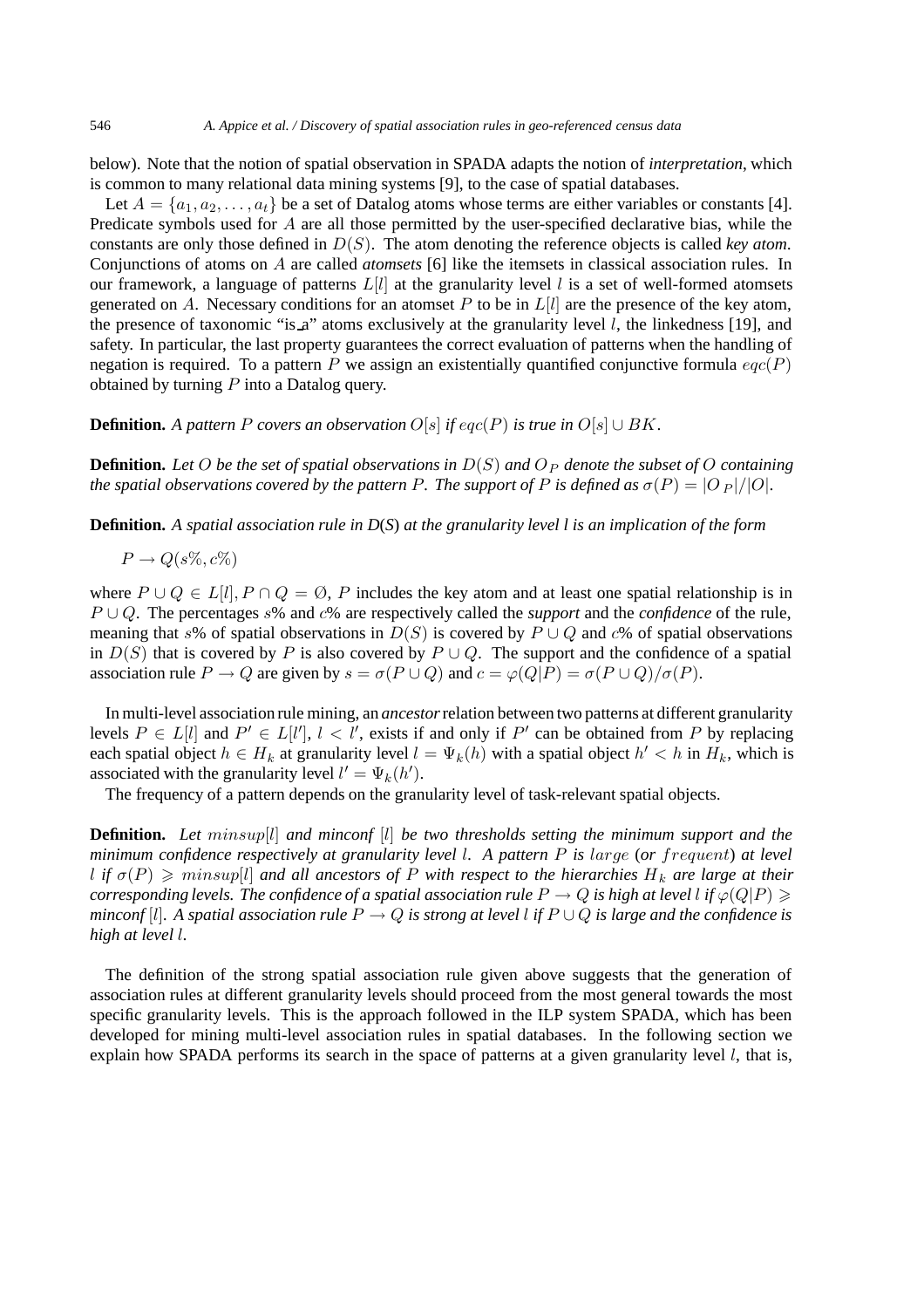below). Note that the notion of spatial observation in SPADA adapts the notion of *interpretation*, which is common to many relational data mining systems [9], to the case of spatial databases.

Let $A = \{a_1, a_2, \ldots, a_t\}$ be a set of Datalog atoms whose terms are either variables or constants [4]. Predicate symbols used for $A$ are all those permitted by the user-specified declarative bias, while the constants are only those defined in $D(S)$. The atom denoting the reference objects is called *key atom*. Conjunctions of atoms on $A$ are called *atomsets* [6] like the itemsets in classical association rules. In our framework, a language of patterns $L[l]$ at the granularity level $l$ is a set of well-formed atomsets generated on $A$. Necessary conditions for an atomset $P$ to be in $L[l]$ are the presence of the key atom, the presence of taxonomic "is_a" atoms exclusively at the granularity level $l$, the linkedness [19], and safety. In particular, the last property guarantees the correct evaluation of patterns when the handling of negation is required. To a pattern $P$ we assign an existentially quantified conjunctive formula $eqc(P)$ obtained by turning $P$ into a Datalog query.

**Definition.** *A pattern $P$ covers an observation $O[s]$ if $eqc(P)$ is true in $O[s] \cup BK$.*

**Definition.** *Let $O$ be the set of spatial observations in $D(S)$ and $O_P$ denote the subset of $O$ containing the spatial observations covered by the pattern $P$. The support of $P$ is defined as $\sigma(P) = |O_P|/|O|$.*

**Definition.** *A spatial association rule in D(S) at the granularity level l is an implication of the form*

$$P \rightarrow Q(s\%, c\%)$$

where $P \cup Q \in L[l], P \cap Q = \emptyset$, $P$ includes the key atom and at least one spatial relationship is in $P \cup Q$. The percentages $s$% and $c$% are respectively called the *support* and the *confidence* of the rule, meaning that $s$% of spatial observations in $D(S)$ is covered by $P \cup Q$ and $c$% of spatial observations in $D(S)$ that is covered by $P$ is also covered by $P \cup Q$. The support and the confidence of a spatial association rule $P \rightarrow Q$ are given by $s = \sigma(P \cup Q)$ and $c = \varphi(Q|P) = \sigma(P \cup Q)/\sigma(P)$.

In multi-level association rule mining, an *ancestor* relation between two patterns at different granularity levels $P \in L[l]$ and $P' \in L[l']$, $l < l'$, exists if and only if $P'$ can be obtained from $P$ by replacing each spatial object $h \in H_k$ at granularity level $l = \Psi_k(h)$ with a spatial object $h' < h$ in $H_k$, which is associated with the granularity level $l' = \Psi_k(h')$.

The frequency of a pattern depends on the granularity level of task-relevant spatial objects.

**Definition.** *Let $minsup[l]$ and minconf $[l]$ be two thresholds setting the minimum support and the minimum confidence respectively at granularity level $l$. A pattern $P$ is $large$ (or $frequent$) at level $l$ if $\sigma(P) \geqslant minsup[l]$ and all ancestors of $P$ with respect to the hierarchies $H_k$ are large at their corresponding levels. The confidence of a spatial association rule $P \rightarrow Q$ is high at level $l$ if $\varphi(Q|P) \geqslant$ minconf $[l]$. A spatial association rule $P \rightarrow Q$ is strong at level $l$ if $P \cup Q$ is large and the confidence is high at level $l$.*

The definition of the strong spatial association rule given above suggests that the generation of association rules at different granularity levels should proceed from the most general towards the most specific granularity levels. This is the approach followed in the ILP system SPADA, which has been developed for mining multi-level association rules in spatial databases. In the following section we explain how SPADA performs its search in the space of patterns at a given granularity level $l$, that is,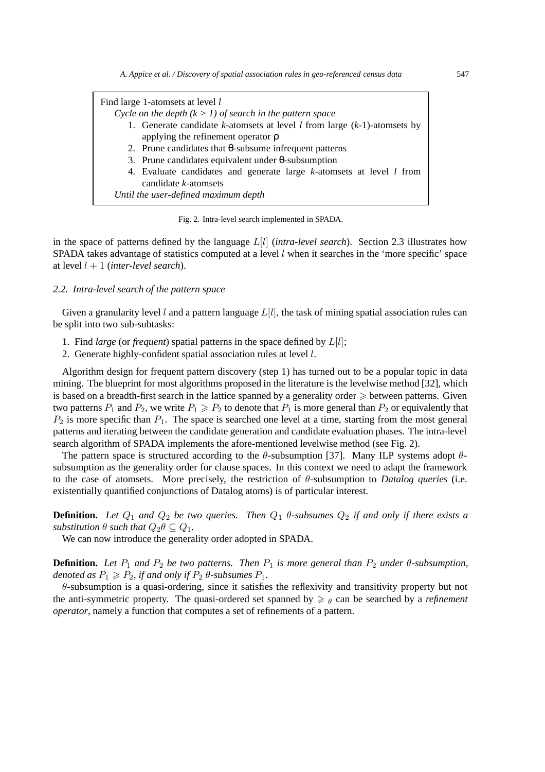```
Find large 1-atomsets at level l
  Cycle on the depth (k > 1) of search in the pattern space
    1. Generate candidate k-atomsets at level l from large (k-1)-atomsets by
       applying the refinement operator ρ
    2. Prune candidates that θ-subsume infrequent patterns
    3. Prune candidates equivalent under θ-subsumption
    4. Evaluate candidates and generate large k-atomsets at level l from
       candidate k-atomsets
  Until the user-defined maximum depth
```

Fig. 2. Intra-level search implemented in SPADA.

in the space of patterns defined by the language $L[l]$ (*intra-level search*). Section 2.3 illustrates how SPADA takes advantage of statistics computed at a level $l$ when it searches in the 'more specific' space at level $l+1$ (*inter-level search*).

### 2.2. Intra-level search of the pattern space

Given a granularity level $l$ and a pattern language $L[l]$, the task of mining spatial association rules can be split into two sub-subtasks:

1. Find *large* (or *frequent*) spatial patterns in the space defined by $L[l]$;
2. Generate highly-confident spatial association rules at level $l$.

Algorithm design for frequent pattern discovery (step 1) has turned out to be a popular topic in data mining. The blueprint for most algorithms proposed in the literature is the levelwise method [32], which is based on a breadth-first search in the lattice spanned by a generality order $\geqslant$ between patterns. Given two patterns $P_1$ and $P_2$, we write $P_1 \geqslant P_2$ to denote that $P_1$ is more general than $P_2$ or equivalently that $P_2$ is more specific than $P_1$. The space is searched one level at a time, starting from the most general patterns and iterating between the candidate generation and candidate evaluation phases. The intra-level search algorithm of SPADA implements the afore-mentioned levelwise method (see Fig. 2).

The pattern space is structured according to the $\theta$-subsumption [37]. Many ILP systems adopt $\theta$-subsumption as the generality order for clause spaces. In this context we need to adapt the framework to the case of atomsets. More precisely, the restriction of $\theta$-subsumption to *Datalog queries* (i.e. existentially quantified conjunctions of Datalog atoms) is of particular interest.

**Definition.** *Let $Q_1$ and $Q_2$ be two queries. Then $Q_1$ $\theta$-subsumes $Q_2$ if and only if there exists a substitution $\theta$ such that $Q_2\theta \subseteq Q_1$.*

We can now introduce the generality order adopted in SPADA.

**Definition.** *Let $P_1$ and $P_2$ be two patterns. Then $P_1$ is more general than $P_2$ under $\theta$-subsumption, denoted as $P_1 \geqslant P_2$, if and only if $P_2$ $\theta$-subsumes $P_1$.*

$\theta$-subsumption is a quasi-ordering, since it satisfies the reflexivity and transitivity property but not the anti-symmetric property. The quasi-ordered set spanned by $\geqslant_\theta$ can be searched by a *refinement operator*, namely a function that computes a set of refinements of a pattern.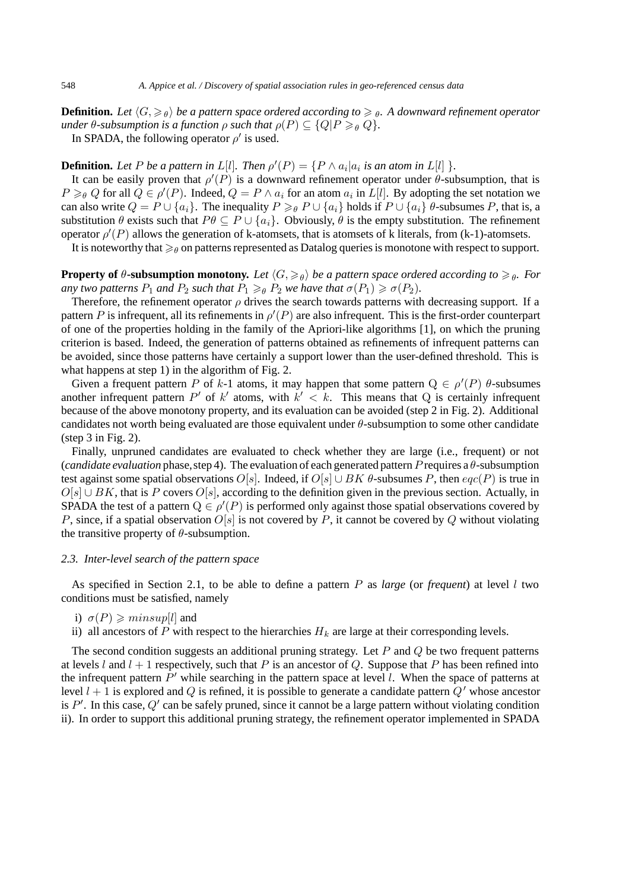**Definition.** *Let $\langle G, \geqslant_\theta \rangle$ be a pattern space ordered according to $\geqslant_\theta$. A downward refinement operator under $\theta$-subsumption is a function $\rho$ such that $\rho(P) \subseteq \{Q | P \geqslant_\theta Q\}$.*

In SPADA, the following operator $\rho'$ is used.

**Definition.** *Let $P$ be a pattern in $L[l]$. Then $\rho'(P) = \{P \wedge a_i | a_i$ is an atom in $L[l]$ $\}$.*

It can be easily proven that $\rho'(P)$ is a downward refinement operator under $\theta$-subsumption, that is $P \geqslant_\theta Q$ for all $Q \in \rho'(P)$. Indeed, $Q = P \wedge a_i$ for an atom $a_i$ in $L[l]$. By adopting the set notation we can also write $Q = P \cup \{a_i\}$. The inequality $P \geqslant_\theta P \cup \{a_i\}$ holds if $P \cup \{a_i\}$ $\theta$-subsumes $P$, that is, a substitution $\theta$ exists such that $P\theta \subseteq P \cup \{a_i\}$. Obviously, $\theta$ is the empty substitution. The refinement operator $\rho'(P)$ allows the generation of k-atomsets, that is atomsets of k literals, from (k-1)-atomsets.

It is noteworthy that $\geqslant_\theta$ on patterns represented as Datalog queries is monotone with respect to support.

**Property of $\theta$-subsumption monotony.** *Let $\langle G, \geqslant_\theta \rangle$ be a pattern space ordered according to $\geqslant_\theta$. For any two patterns $P_1$ and $P_2$ such that $P_1 \geqslant_\theta P_2$ we have that $\sigma(P_1) \geqslant \sigma(P_2)$.*

Therefore, the refinement operator $\rho$ drives the search towards patterns with decreasing support. If a pattern $P$ is infrequent, all its refinements in $\rho'(P)$ are also infrequent. This is the first-order counterpart of one of the properties holding in the family of the Apriori-like algorithms [1], on which the pruning criterion is based. Indeed, the generation of patterns obtained as refinements of infrequent patterns can be avoided, since those patterns have certainly a support lower than the user-defined threshold. This is what happens at step 1) in the algorithm of Fig. 2.

Given a frequent pattern $P$ of $k$-1 atoms, it may happen that some pattern $Q \in \rho'(P)$ $\theta$-subsumes another infrequent pattern $P'$ of $k'$ atoms, with $k' < k$. This means that Q is certainly infrequent because of the above monotony property, and its evaluation can be avoided (step 2 in Fig. 2). Additional candidates not worth being evaluated are those equivalent under $\theta$-subsumption to some other candidate (step 3 in Fig. 2).

Finally, unpruned candidates are evaluated to check whether they are large (i.e., frequent) or not (*candidate evaluation* phase, step 4). The evaluation of each generated pattern $P$ requires a $\theta$-subsumption test against some spatial observations $O[s]$. Indeed, if $O[s] \cup BK$ $\theta$-subsumes $P$, then $eqc(P)$ is true in $O[s] \cup BK$, that is $P$ covers $O[s]$, according to the definition given in the previous section. Actually, in SPADA the test of a pattern $Q \in \rho'(P)$ is performed only against those spatial observations covered by $P$, since, if a spatial observation $O[s]$ is not covered by $P$, it cannot be covered by $Q$ without violating the transitive property of $\theta$-subsumption.

### *2.3. Inter-level search of the pattern space*

As specified in Section 2.1, to be able to define a pattern $P$ as *large* (or *frequent*) at level $l$ two conditions must be satisfied, namely

i) $\sigma(P) \geqslant minsup[l]$ and
ii) all ancestors of $P$ with respect to the hierarchies $H_k$ are large at their corresponding levels.

The second condition suggests an additional pruning strategy. Let $P$ and $Q$ be two frequent patterns at levels $l$ and $l+1$ respectively, such that $P$ is an ancestor of $Q$. Suppose that $P$ has been refined into the infrequent pattern $P'$ while searching in the pattern space at level $l$. When the space of patterns at level $l+1$ is explored and $Q$ is refined, it is possible to generate a candidate pattern $Q'$ whose ancestor is $P'$. In this case, $Q'$ can be safely pruned, since it cannot be a large pattern without violating condition ii). In order to support this additional pruning strategy, the refinement operator implemented in SPADA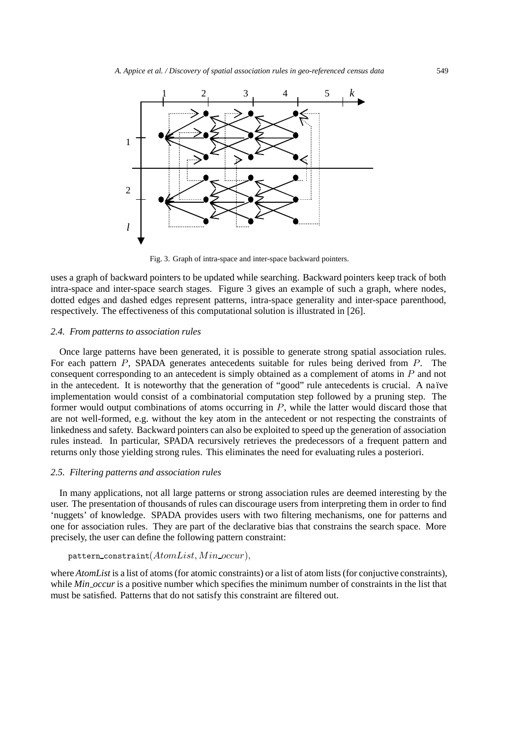1 2 3 4 5 k

1

2

l

Fig. 3. Graph of intra-space and inter-space backward pointers.

uses a graph of backward pointers to be updated while searching. Backward pointers keep track of both intra-space and inter-space search stages. Figure 3 gives an example of such a graph, where nodes, dotted edges and dashed edges represent patterns, intra-space generality and inter-space parenthood, respectively. The effectiveness of this computational solution is illustrated in [26].

### *2.4. From patterns to association rules*

Once large patterns have been generated, it is possible to generate strong spatial association rules. For each pattern $P$, SPADA generates antecedents suitable for rules being derived from $P$. The consequent corresponding to an antecedent is simply obtained as a complement of atoms in $P$ and not in the antecedent. It is noteworthy that the generation of "good" rule antecedents is crucial. A naïve implementation would consist of a combinatorial computation step followed by a pruning step. The former would output combinations of atoms occurring in $P$, while the latter would discard those that are not well-formed, e.g. without the key atom in the antecedent or not respecting the constraints of linkedness and safety. Backward pointers can also be exploited to speed up the generation of association rules instead. In particular, SPADA recursively retrieves the predecessors of a frequent pattern and returns only those yielding strong rules. This eliminates the need for evaluating rules a posteriori.

### *2.5. Filtering patterns and association rules*

In many applications, not all large patterns or strong association rules are deemed interesting by the user. The presentation of thousands of rules can discourage users from interpreting them in order to find 'nuggets' of knowledge. SPADA provides users with two filtering mechanisms, one for patterns and one for association rules. They are part of the declarative bias that constrains the search space. More precisely, the user can define the following pattern constraint:

pattern_constraint$(AtomList, Min\_occur)$,

where *AtomList* is a list of atoms (for atomic constraints) or a list of atom lists (for conjuctive constraints), while *Min_occur* is a positive number which specifies the minimum number of constraints in the list that must be satisfied. Patterns that do not satisfy this constraint are filtered out.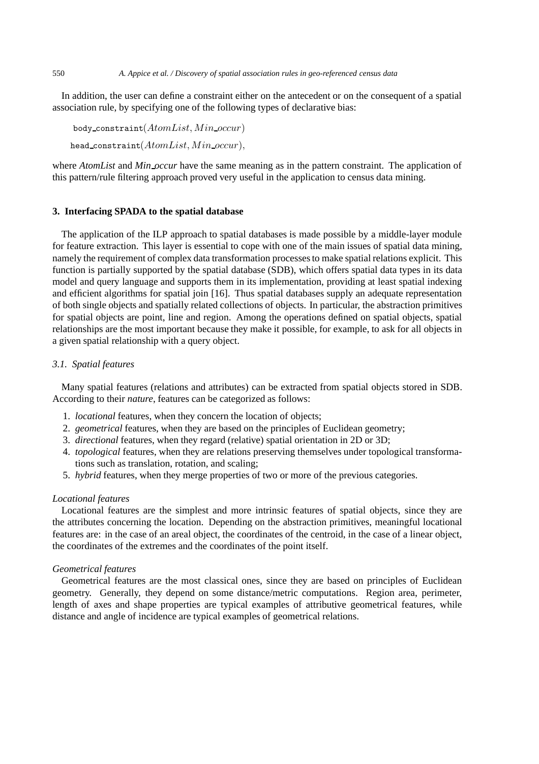In addition, the user can define a constraint either on the antecedent or on the consequent of a spatial association rule, by specifying one of the following types of declarative bias:

body_constraint($AtomList, Min\_occur$)

head_constraint($AtomList, Min\_occur$),

where *AtomList* and *Min_occur* have the same meaning as in the pattern constraint. The application of this pattern/rule filtering approach proved very useful in the application to census data mining.

## 3. Interfacing SPADA to the spatial database

The application of the ILP approach to spatial databases is made possible by a middle-layer module for feature extraction. This layer is essential to cope with one of the main issues of spatial data mining, namely the requirement of complex data transformation processes to make spatial relations explicit. This function is partially supported by the spatial database (SDB), which offers spatial data types in its data model and query language and supports them in its implementation, providing at least spatial indexing and efficient algorithms for spatial join [16]. Thus spatial databases supply an adequate representation of both single objects and spatially related collections of objects. In particular, the abstraction primitives for spatial objects are point, line and region. Among the operations defined on spatial objects, spatial relationships are the most important because they make it possible, for example, to ask for all objects in a given spatial relationship with a query object.

### 3.1. Spatial features

Many spatial features (relations and attributes) can be extracted from spatial objects stored in SDB. According to their *nature*, features can be categorized as follows:

1. *locational* features, when they concern the location of objects;
2. *geometrical* features, when they are based on the principles of Euclidean geometry;
3. *directional* features, when they regard (relative) spatial orientation in 2D or 3D;
4. *topological* features, when they are relations preserving themselves under topological transformations such as translation, rotation, and scaling;
5. *hybrid* features, when they merge properties of two or more of the previous categories.

*Locational features*

Locational features are the simplest and more intrinsic features of spatial objects, since they are the attributes concerning the location. Depending on the abstraction primitives, meaningful locational features are: in the case of an areal object, the coordinates of the centroid, in the case of a linear object, the coordinates of the extremes and the coordinates of the point itself.

*Geometrical features*

Geometrical features are the most classical ones, since they are based on principles of Euclidean geometry. Generally, they depend on some distance/metric computations. Region area, perimeter, length of axes and shape properties are typical examples of attributive geometrical features, while distance and angle of incidence are typical examples of geometrical relations.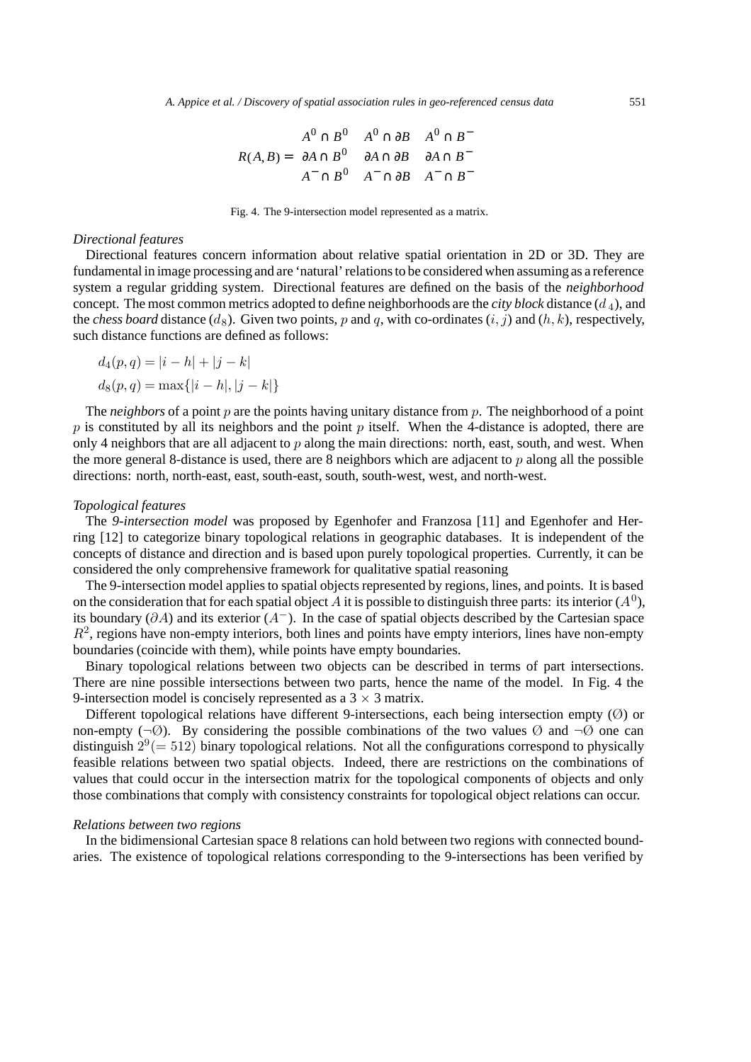$$R(A,B) = \begin{matrix} A^0 \cap B^0 & A^0 \cap \partial B & A^0 \cap B^- \\ \partial A \cap B^0 & \partial A \cap \partial B & \partial A \cap B^- \\ A^- \cap B^0 & A^- \cap \partial B & A^- \cap B^- \end{matrix}$$

Fig. 4. The 9-intersection model represented as a matrix.

*Directional features*

Directional features concern information about relative spatial orientation in 2D or 3D. They are fundamental in image processing and are 'natural' relations to be considered when assuming as a reference system a regular gridding system. Directional features are defined on the basis of the *neighborhood* concept. The most common metrics adopted to define neighborhoods are the *city block* distance ($d_4$), and the *chess board* distance ($d_8$). Given two points, $p$ and $q$, with co-ordinates $(i, j)$ and $(h, k)$, respectively, such distance functions are defined as follows:

$$d_4(p, q) = |i - h| + |j - k|$$

$$d_8(p, q) = \max\{|i - h|, |j - k|\}$$

The *neighbors* of a point $p$ are the points having unitary distance from $p$. The neighborhood of a point $p$ is constituted by all its neighbors and the point $p$ itself. When the 4-distance is adopted, there are only 4 neighbors that are all adjacent to $p$ along the main directions: north, east, south, and west. When the more general 8-distance is used, there are 8 neighbors which are adjacent to $p$ along all the possible directions: north, north-east, east, south-east, south, south-west, west, and north-west.

*Topological features*

The *9-intersection model* was proposed by Egenhofer and Franzosa [11] and Egenhofer and Herring [12] to categorize binary topological relations in geographic databases. It is independent of the concepts of distance and direction and is based upon purely topological properties. Currently, it can be considered the only comprehensive framework for qualitative spatial reasoning

The 9-intersection model applies to spatial objects represented by regions, lines, and points. It is based on the consideration that for each spatial object $A$ it is possible to distinguish three parts: its interior ($A^0$), its boundary ($\partial A$) and its exterior ($A^-$). In the case of spatial objects described by the Cartesian space $R^2$, regions have non-empty interiors, both lines and points have empty interiors, lines have non-empty boundaries (coincide with them), while points have empty boundaries.

Binary topological relations between two objects can be described in terms of part intersections. There are nine possible intersections between two parts, hence the name of the model. In Fig. 4 the 9-intersection model is concisely represented as a $3 \times 3$ matrix.

Different topological relations have different 9-intersections, each being intersection empty ($\emptyset$) or non-empty ($\neg\emptyset$). By considering the possible combinations of the two values $\emptyset$ and $\neg\emptyset$ one can distinguish $2^9 (= 512)$ binary topological relations. Not all the configurations correspond to physically feasible relations between two spatial objects. Indeed, there are restrictions on the combinations of values that could occur in the intersection matrix for the topological components of objects and only those combinations that comply with consistency constraints for topological object relations can occur.

*Relations between two regions*

In the bidimensional Cartesian space 8 relations can hold between two regions with connected boundaries. The existence of topological relations corresponding to the 9-intersections has been verified by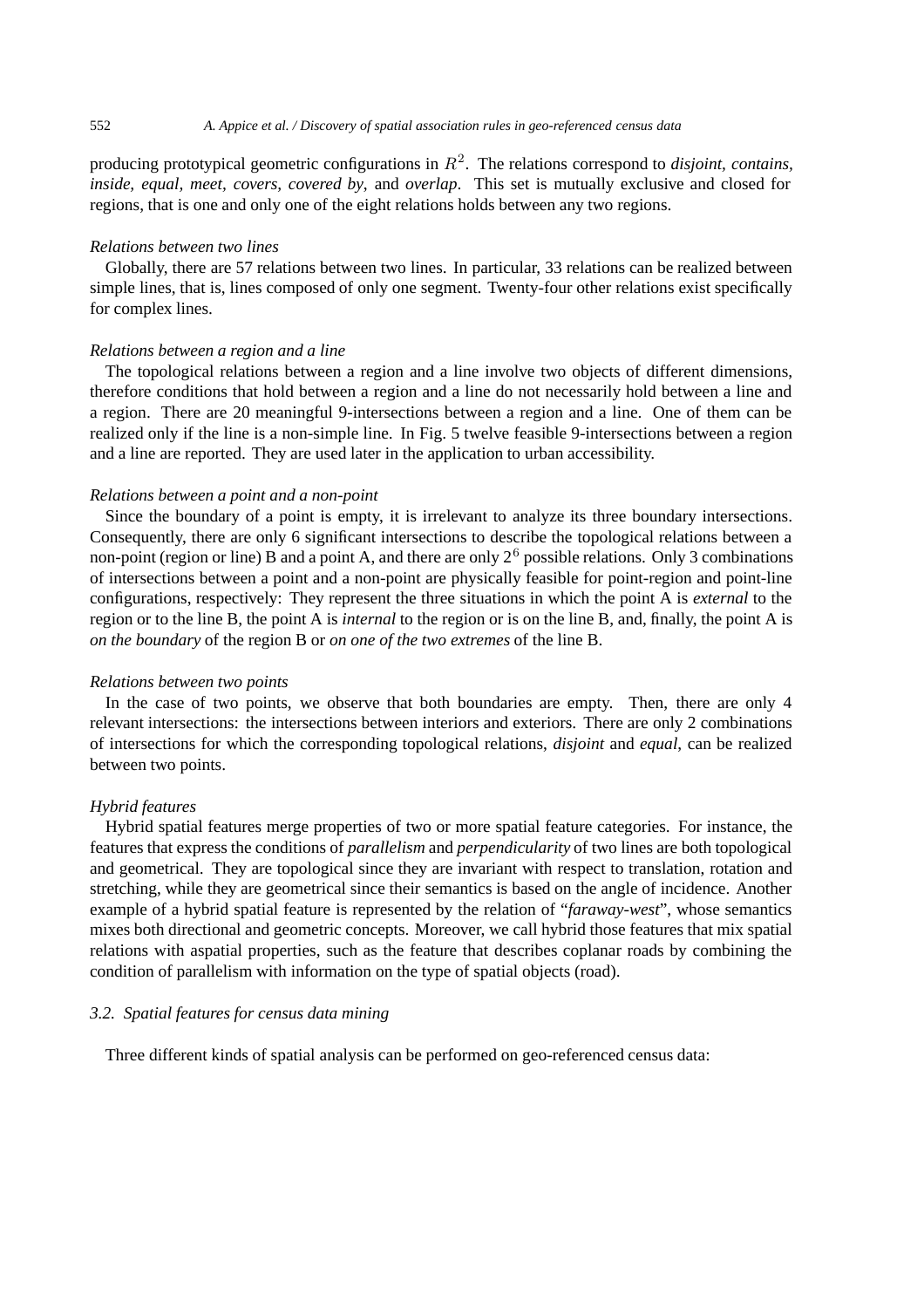producing prototypical geometric configurations in $R^2$. The relations correspond to *disjoint, contains, inside, equal, meet, covers, covered by*, and *overlap*. This set is mutually exclusive and closed for regions, that is one and only one of the eight relations holds between any two regions.

*Relations between two lines*

Globally, there are 57 relations between two lines. In particular, 33 relations can be realized between simple lines, that is, lines composed of only one segment. Twenty-four other relations exist specifically for complex lines.

*Relations between a region and a line*

The topological relations between a region and a line involve two objects of different dimensions, therefore conditions that hold between a region and a line do not necessarily hold between a line and a region. There are 20 meaningful 9-intersections between a region and a line. One of them can be realized only if the line is a non-simple line. In Fig. 5 twelve feasible 9-intersections between a region and a line are reported. They are used later in the application to urban accessibility.

*Relations between a point and a non-point*

Since the boundary of a point is empty, it is irrelevant to analyze its three boundary intersections. Consequently, there are only 6 significant intersections to describe the topological relations between a non-point (region or line) B and a point A, and there are only $2^6$ possible relations. Only 3 combinations of intersections between a point and a non-point are physically feasible for point-region and point-line configurations, respectively: They represent the three situations in which the point A is *external* to the region or to the line B, the point A is *internal* to the region or is on the line B, and, finally, the point A is *on the boundary* of the region B or *on one of the two extremes* of the line B.

*Relations between two points*

In the case of two points, we observe that both boundaries are empty. Then, there are only 4 relevant intersections: the intersections between interiors and exteriors. There are only 2 combinations of intersections for which the corresponding topological relations, *disjoint* and *equal*, can be realized between two points.

*Hybrid features*

Hybrid spatial features merge properties of two or more spatial feature categories. For instance, the features that express the conditions of *parallelism* and *perpendicularity* of two lines are both topological and geometrical. They are topological since they are invariant with respect to translation, rotation and stretching, while they are geometrical since their semantics is based on the angle of incidence. Another example of a hybrid spatial feature is represented by the relation of "*faraway-west*", whose semantics mixes both directional and geometric concepts. Moreover, we call hybrid those features that mix spatial relations with aspatial properties, such as the feature that describes coplanar roads by combining the condition of parallelism with information on the type of spatial objects (road).

### *3.2. Spatial features for census data mining*

Three different kinds of spatial analysis can be performed on geo-referenced census data: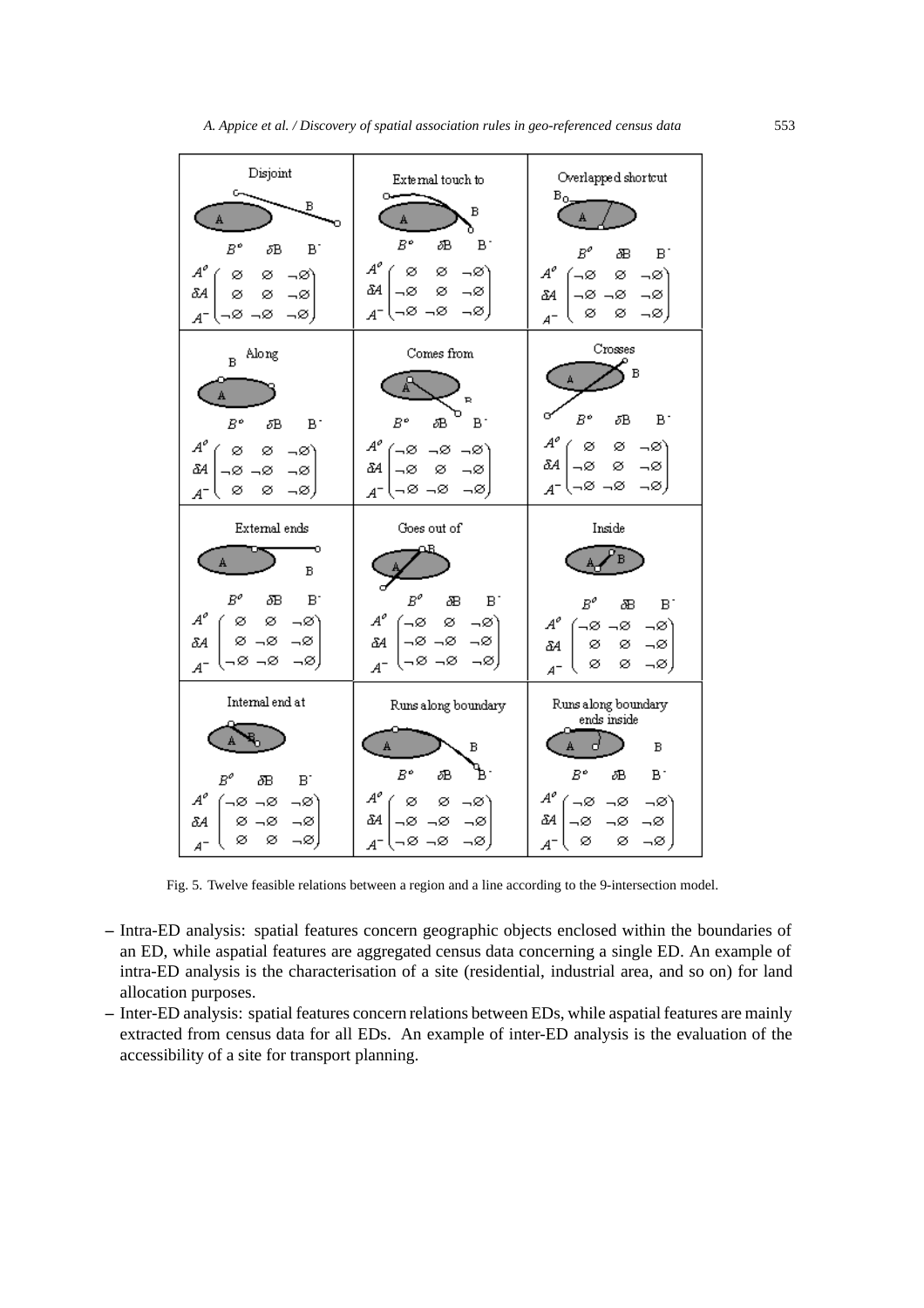Disjoint

External touch to

Overlapped shortcut

Along

Comes from

Crosses

External ends

Goes out of

Inside

Internal end at

Runs along boundary

Runs along boundary ends inside

Fig. 5. Twelve feasible relations between a region and a line according to the 9-intersection model.

- Intra-ED analysis: spatial features concern geographic objects enclosed within the boundaries of an ED, while aspatial features are aggregated census data concerning a single ED. An example of intra-ED analysis is the characterisation of a site (residential, industrial area, and so on) for land allocation purposes.
- Inter-ED analysis: spatial features concern relations between EDs, while aspatial features are mainly extracted from census data for all EDs. An example of inter-ED analysis is the evaluation of the accessibility of a site for transport planning.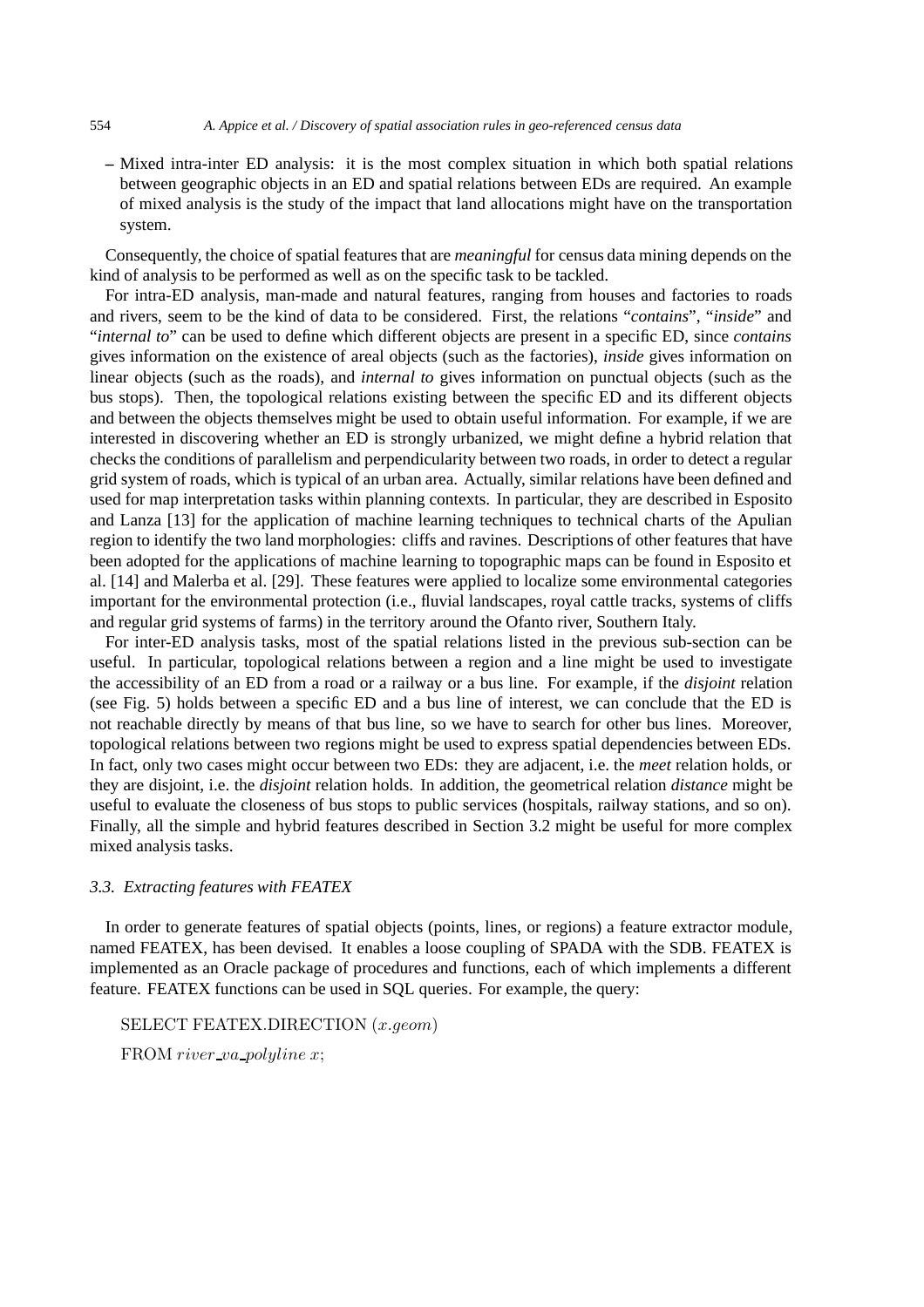– Mixed intra-inter ED analysis: it is the most complex situation in which both spatial relations between geographic objects in an ED and spatial relations between EDs are required. An example of mixed analysis is the study of the impact that land allocations might have on the transportation system.

Consequently, the choice of spatial features that are *meaningful* for census data mining depends on the kind of analysis to be performed as well as on the specific task to be tackled.

For intra-ED analysis, man-made and natural features, ranging from houses and factories to roads and rivers, seem to be the kind of data to be considered. First, the relations "*contains*", "*inside*" and "*internal to*" can be used to define which different objects are present in a specific ED, since *contains* gives information on the existence of areal objects (such as the factories), *inside* gives information on linear objects (such as the roads), and *internal to* gives information on punctual objects (such as the bus stops). Then, the topological relations existing between the specific ED and its different objects and between the objects themselves might be used to obtain useful information. For example, if we are interested in discovering whether an ED is strongly urbanized, we might define a hybrid relation that checks the conditions of parallelism and perpendicularity between two roads, in order to detect a regular grid system of roads, which is typical of an urban area. Actually, similar relations have been defined and used for map interpretation tasks within planning contexts. In particular, they are described in Esposito and Lanza [13] for the application of machine learning techniques to technical charts of the Apulian region to identify the two land morphologies: cliffs and ravines. Descriptions of other features that have been adopted for the applications of machine learning to topographic maps can be found in Esposito et al. [14] and Malerba et al. [29]. These features were applied to localize some environmental categories important for the environmental protection (i.e., fluvial landscapes, royal cattle tracks, systems of cliffs and regular grid systems of farms) in the territory around the Ofanto river, Southern Italy.

For inter-ED analysis tasks, most of the spatial relations listed in the previous sub-section can be useful. In particular, topological relations between a region and a line might be used to investigate the accessibility of an ED from a road or a railway or a bus line. For example, if the *disjoint* relation (see Fig. 5) holds between a specific ED and a bus line of interest, we can conclude that the ED is not reachable directly by means of that bus line, so we have to search for other bus lines. Moreover, topological relations between two regions might be used to express spatial dependencies between EDs. In fact, only two cases might occur between two EDs: they are adjacent, i.e. the *meet* relation holds, or they are disjoint, i.e. the *disjoint* relation holds. In addition, the geometrical relation *distance* might be useful to evaluate the closeness of bus stops to public services (hospitals, railway stations, and so on). Finally, all the simple and hybrid features described in Section 3.2 might be useful for more complex mixed analysis tasks.

### *3.3. Extracting features with FEATEX*

In order to generate features of spatial objects (points, lines, or regions) a feature extractor module, named FEATEX, has been devised. It enables a loose coupling of SPADA with the SDB. FEATEX is implemented as an Oracle package of procedures and functions, each of which implements a different feature. FEATEX functions can be used in SQL queries. For example, the query:

SELECT FEATEX.DIRECTION ($x.geom$)

FROM $river\_va\_polyline\ x$;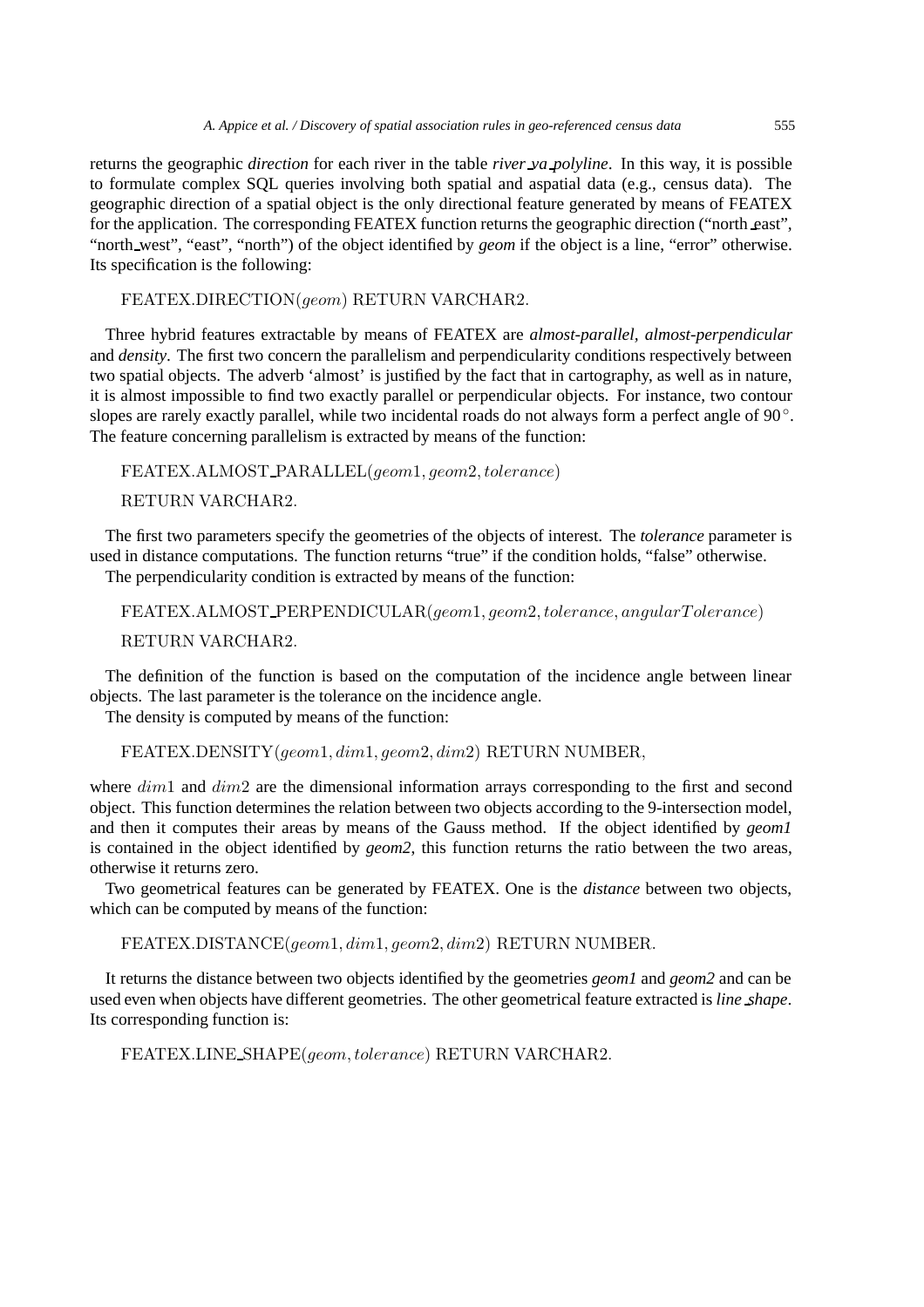returns the geographic *direction* for each river in the table *river_va_polyline*. In this way, it is possible to formulate complex SQL queries involving both spatial and aspatial data (e.g., census data). The geographic direction of a spatial object is the only directional feature generated by means of FEATEX for the application. The corresponding FEATEX function returns the geographic direction ("north_east", "north_west", "east", "north") of the object identified by *geom* if the object is a line, "error" otherwise. Its specification is the following:

$$\text{FEATEX.DIRECTION}(geom)\ \text{RETURN VARCHAR2.}$$

Three hybrid features extractable by means of FEATEX are *almost-parallel*, *almost-perpendicular* and *density*. The first two concern the parallelism and perpendicularity conditions respectively between two spatial objects. The adverb 'almost' is justified by the fact that in cartography, as well as in nature, it is almost impossible to find two exactly parallel or perpendicular objects. For instance, two contour slopes are rarely exactly parallel, while two incidental roads do not always form a perfect angle of 90°. The feature concerning parallelism is extracted by means of the function:

$$\text{FEATEX.ALMOST\_PARALLEL}(geom1, geom2, tolerance)$$

$$\text{RETURN VARCHAR2.}$$

The first two parameters specify the geometries of the objects of interest. The *tolerance* parameter is used in distance computations. The function returns "true" if the condition holds, "false" otherwise.

The perpendicularity condition is extracted by means of the function:

$$\text{FEATEX.ALMOST\_PERPENDICULAR}(geom1, geom2, tolerance, angularTolerance)$$

$$\text{RETURN VARCHAR2.}$$

The definition of the function is based on the computation of the incidence angle between linear objects. The last parameter is the tolerance on the incidence angle.

The density is computed by means of the function:

$$\text{FEATEX.DENSITY}(geom1, dim1, geom2, dim2)\ \text{RETURN NUMBER,}$$

where $dim1$ and $dim2$ are the dimensional information arrays corresponding to the first and second object. This function determines the relation between two objects according to the 9-intersection model, and then it computes their areas by means of the Gauss method. If the object identified by *geom1* is contained in the object identified by *geom2*, this function returns the ratio between the two areas, otherwise it returns zero.

Two geometrical features can be generated by FEATEX. One is the *distance* between two objects, which can be computed by means of the function:

$$\text{FEATEX.DISTANCE}(geom1, dim1, geom2, dim2)\ \text{RETURN NUMBER.}$$

It returns the distance between two objects identified by the geometries *geom1* and *geom2* and can be used even when objects have different geometries. The other geometrical feature extracted is *line_shape*. Its corresponding function is:

$$\text{FEATEX.LINE\_SHAPE}(geom, tolerance)\ \text{RETURN VARCHAR2.}$$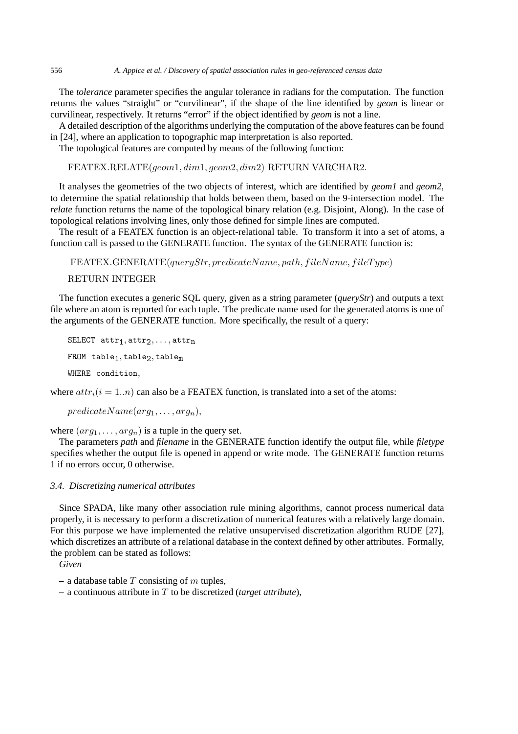The *tolerance* parameter specifies the angular tolerance in radians for the computation. The function returns the values "straight" or "curvilinear", if the shape of the line identified by *geom* is linear or curvilinear, respectively. It returns "error" if the object identified by *geom* is not a line.

A detailed description of the algorithms underlying the computation of the above features can be found in [24], where an application to topographic map interpretation is also reported.

The topological features are computed by means of the following function:

$$\text{FEATEX.RELATE}(geom1, dim1, geom2, dim2)\ \text{RETURN VARCHAR2.}$$

It analyses the geometries of the two objects of interest, which are identified by *geom1* and *geom2*, to determine the spatial relationship that holds between them, based on the 9-intersection model. The *relate* function returns the name of the topological binary relation (e.g. Disjoint, Along). In the case of topological relations involving lines, only those defined for simple lines are computed.

The result of a FEATEX function is an object-relational table. To transform it into a set of atoms, a function call is passed to the GENERATE function. The syntax of the GENERATE function is:

$$\text{FEATEX.GENERATE}(queryStr, predicateName, path, fileName, fileType)$$

$$\text{RETURN INTEGER}$$

The function executes a generic SQL query, given as a string parameter (*queryStr*) and outputs a text file where an atom is reported for each tuple. The predicate name used for the generated atoms is one of the arguments of the GENERATE function. More specifically, the result of a query:

$\texttt{SELECT attr}_1, \texttt{attr}_2, \ldots, \texttt{attr}_n$

$\texttt{FROM table}_1, \texttt{table}_2, \texttt{table}_m$

$\texttt{WHERE condition},$

where $attr_i (i = 1..n)$ can also be a FEATEX function, is translated into a set of the atoms:

$$predicateName(arg_1, \ldots, arg_n),$$

where $(arg_1, \ldots, arg_n)$ is a tuple in the query set.

The parameters *path* and *filename* in the GENERATE function identify the output file, while *filetype* specifies whether the output file is opened in append or write mode. The GENERATE function returns 1 if no errors occur, 0 otherwise.

### *3.4. Discretizing numerical attributes*

Since SPADA, like many other association rule mining algorithms, cannot process numerical data properly, it is necessary to perform a discretization of numerical features with a relatively large domain. For this purpose we have implemented the relative unsupervised discretization algorithm RUDE [27], which discretizes an attribute of a relational database in the context defined by other attributes. Formally, the problem can be stated as follows:

*Given*

- a database table $T$ consisting of $m$ tuples,
- a continuous attribute in $T$ to be discretized (*target attribute*),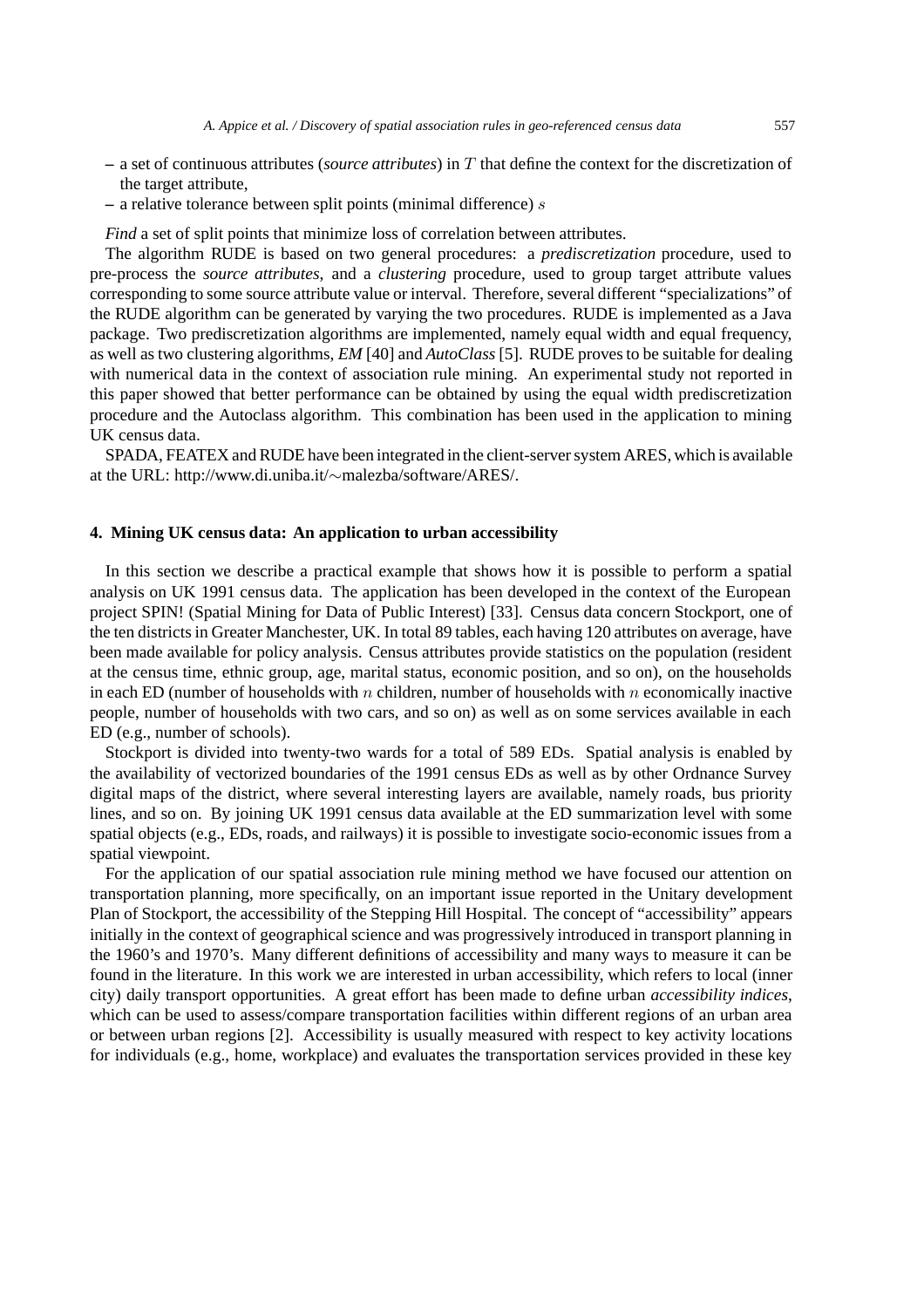– a set of continuous attributes (*source attributes*) in $T$ that define the context for the discretization of the target attribute,
– a relative tolerance between split points (minimal difference) $s$

*Find* a set of split points that minimize loss of correlation between attributes.

The algorithm RUDE is based on two general procedures: a *prediscretization* procedure, used to pre-process the *source attributes*, and a *clustering* procedure, used to group target attribute values corresponding to some source attribute value or interval. Therefore, several different "specializations" of the RUDE algorithm can be generated by varying the two procedures. RUDE is implemented as a Java package. Two prediscretization algorithms are implemented, namely equal width and equal frequency, as well as two clustering algorithms, *EM* [40] and *AutoClass* [5]. RUDE proves to be suitable for dealing with numerical data in the context of association rule mining. An experimental study not reported in this paper showed that better performance can be obtained by using the equal width prediscretization procedure and the Autoclass algorithm. This combination has been used in the application to mining UK census data.

SPADA, FEATEX and RUDE have been integrated in the client-server system ARES, which is available at the URL: http://www.di.uniba.it/∼malezba/software/ARES/.

## 4. Mining UK census data: An application to urban accessibility

In this section we describe a practical example that shows how it is possible to perform a spatial analysis on UK 1991 census data. The application has been developed in the context of the European project SPIN! (Spatial Mining for Data of Public Interest) [33]. Census data concern Stockport, one of the ten districts in Greater Manchester, UK. In total 89 tables, each having 120 attributes on average, have been made available for policy analysis. Census attributes provide statistics on the population (resident at the census time, ethnic group, age, marital status, economic position, and so on), on the households in each ED (number of households with $n$ children, number of households with $n$ economically inactive people, number of households with two cars, and so on) as well as on some services available in each ED (e.g., number of schools).

Stockport is divided into twenty-two wards for a total of 589 EDs. Spatial analysis is enabled by the availability of vectorized boundaries of the 1991 census EDs as well as by other Ordnance Survey digital maps of the district, where several interesting layers are available, namely roads, bus priority lines, and so on. By joining UK 1991 census data available at the ED summarization level with some spatial objects (e.g., EDs, roads, and railways) it is possible to investigate socio-economic issues from a spatial viewpoint.

For the application of our spatial association rule mining method we have focused our attention on transportation planning, more specifically, on an important issue reported in the Unitary development Plan of Stockport, the accessibility of the Stepping Hill Hospital. The concept of "accessibility" appears initially in the context of geographical science and was progressively introduced in transport planning in the 1960's and 1970's. Many different definitions of accessibility and many ways to measure it can be found in the literature. In this work we are interested in urban accessibility, which refers to local (inner city) daily transport opportunities. A great effort has been made to define urban *accessibility indices*, which can be used to assess/compare transportation facilities within different regions of an urban area or between urban regions [2]. Accessibility is usually measured with respect to key activity locations for individuals (e.g., home, workplace) and evaluates the transportation services provided in these key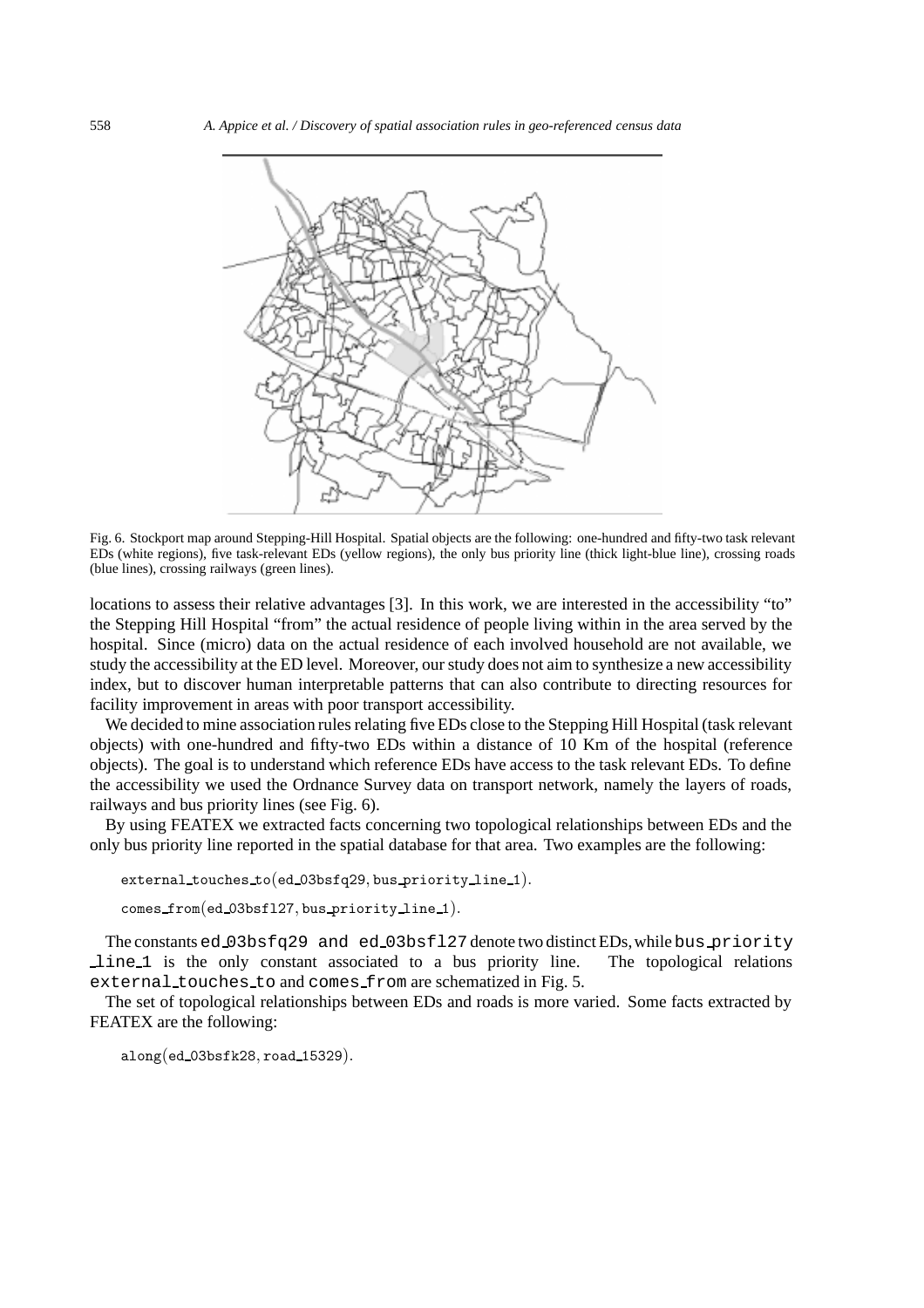Fig. 6. Stockport map around Stepping-Hill Hospital. Spatial objects are the following: one-hundred and fifty-two task relevant EDs (white regions), five task-relevant EDs (yellow regions), the only bus priority line (thick light-blue line), crossing roads (blue lines), crossing railways (green lines).

locations to assess their relative advantages [3]. In this work, we are interested in the accessibility "to" the Stepping Hill Hospital "from" the actual residence of people living within in the area served by the hospital. Since (micro) data on the actual residence of each involved household are not available, we study the accessibility at the ED level. Moreover, our study does not aim to synthesize a new accessibility index, but to discover human interpretable patterns that can also contribute to directing resources for facility improvement in areas with poor transport accessibility.

We decided to mine association rules relating five EDs close to the Stepping Hill Hospital (task relevant objects) with one-hundred and fifty-two EDs within a distance of 10 Km of the hospital (reference objects). The goal is to understand which reference EDs have access to the task relevant EDs. To define the accessibility we used the Ordnance Survey data on transport network, namely the layers of roads, railways and bus priority lines (see Fig. 6).

By using FEATEX we extracted facts concerning two topological relationships between EDs and the only bus priority line reported in the spatial database for that area. Two examples are the following:

external_touches_to(ed_03bsfq29, bus_priority_line_1).

comes_from(ed_03bsfl27, bus_priority_line_1).

The constants ed_03bsfq29 and ed_03bsfl27 denote two distinct EDs, while bus_priority_line_1 is the only constant associated to a bus priority line. The topological relations external_touches_to and comes_from are schematized in Fig. 5.

The set of topological relationships between EDs and roads is more varied. Some facts extracted by FEATEX are the following:

along(ed_03bsfk28, road_15329).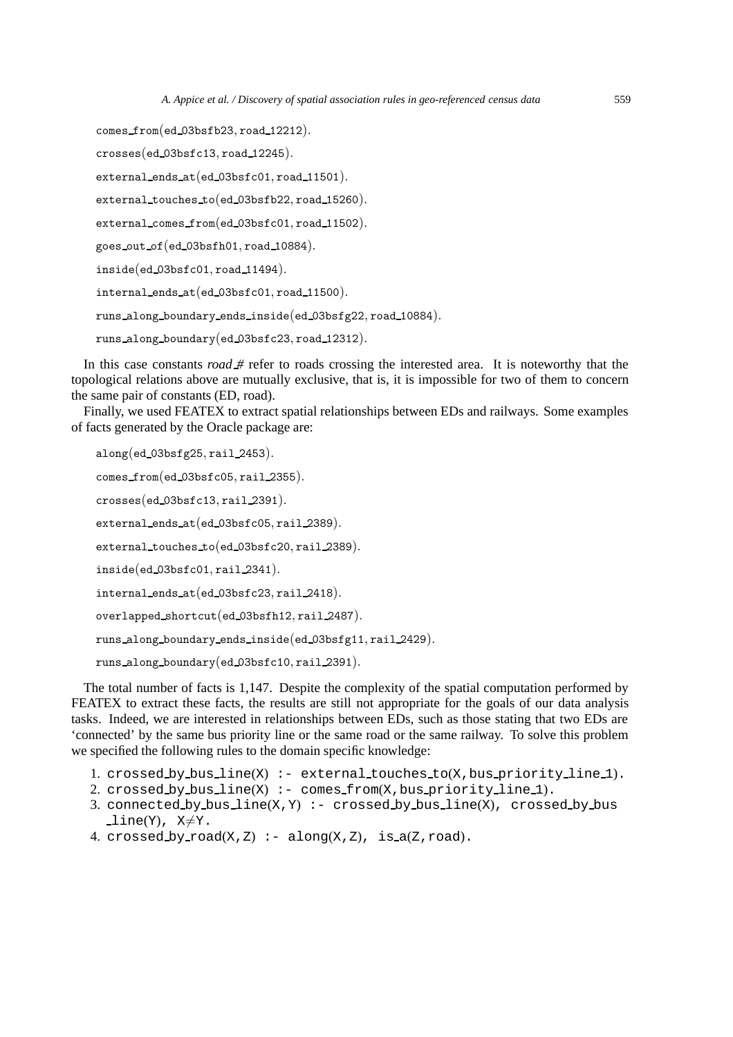```
comes_from(ed_03bsfb23, road_12212).
crosses(ed_03bsfc13, road_12245).
external_ends_at(ed_03bsfc01, road_11501).
external_touches_to(ed_03bsfb22, road_15260).
external_comes_from(ed_03bsfc01, road_11502).
goes_out_of(ed_03bsfh01, road_10884).
inside(ed_03bsfc01, road_11494).
internal_ends_at(ed_03bsfc01, road_11500).
runs_along_boundary_ends_inside(ed_03bsfg22, road_10884).
runs_along_boundary(ed_03bsfc23, road_12312).
```

In this case constants *road_#* refer to roads crossing the interested area. It is noteworthy that the topological relations above are mutually exclusive, that is, it is impossible for two of them to concern the same pair of constants (ED, road).

Finally, we used FEATEX to extract spatial relationships between EDs and railways. Some examples of facts generated by the Oracle package are:

```
along(ed_03bsfg25, rail_2453).
comes_from(ed_03bsfc05, rail_2355).
crosses(ed_03bsfc13, rail_2391).
external_ends_at(ed_03bsfc05, rail_2389).
external_touches_to(ed_03bsfc20, rail_2389).
inside(ed_03bsfc01, rail_2341).
internal_ends_at(ed_03bsfc23, rail_2418).
overlapped_shortcut(ed_03bsfh12, rail_2487).
runs_along_boundary_ends_inside(ed_03bsfg11, rail_2429).
runs_along_boundary(ed_03bsfc10, rail_2391).
```

The total number of facts is 1,147. Despite the complexity of the spatial computation performed by FEATEX to extract these facts, the results are still not appropriate for the goals of our data analysis tasks. Indeed, we are interested in relationships between EDs, such as those stating that two EDs are 'connected' by the same bus priority line or the same road or the same railway. To solve this problem we specified the following rules to the domain specific knowledge:

1. `crossed_by_bus_line(X) :- external_touches_to(X,bus_priority_line_1).`
2. `crossed_by_bus_line(X) :- comes_from(X,bus_priority_line_1).`
3. `connected_by_bus_line(X,Y) :- crossed_by_bus_line(X), crossed_by_bus_line(Y), X≠Y.`
4. `crossed_by_road(X,Z) :- along(X,Z), is_a(Z,road).`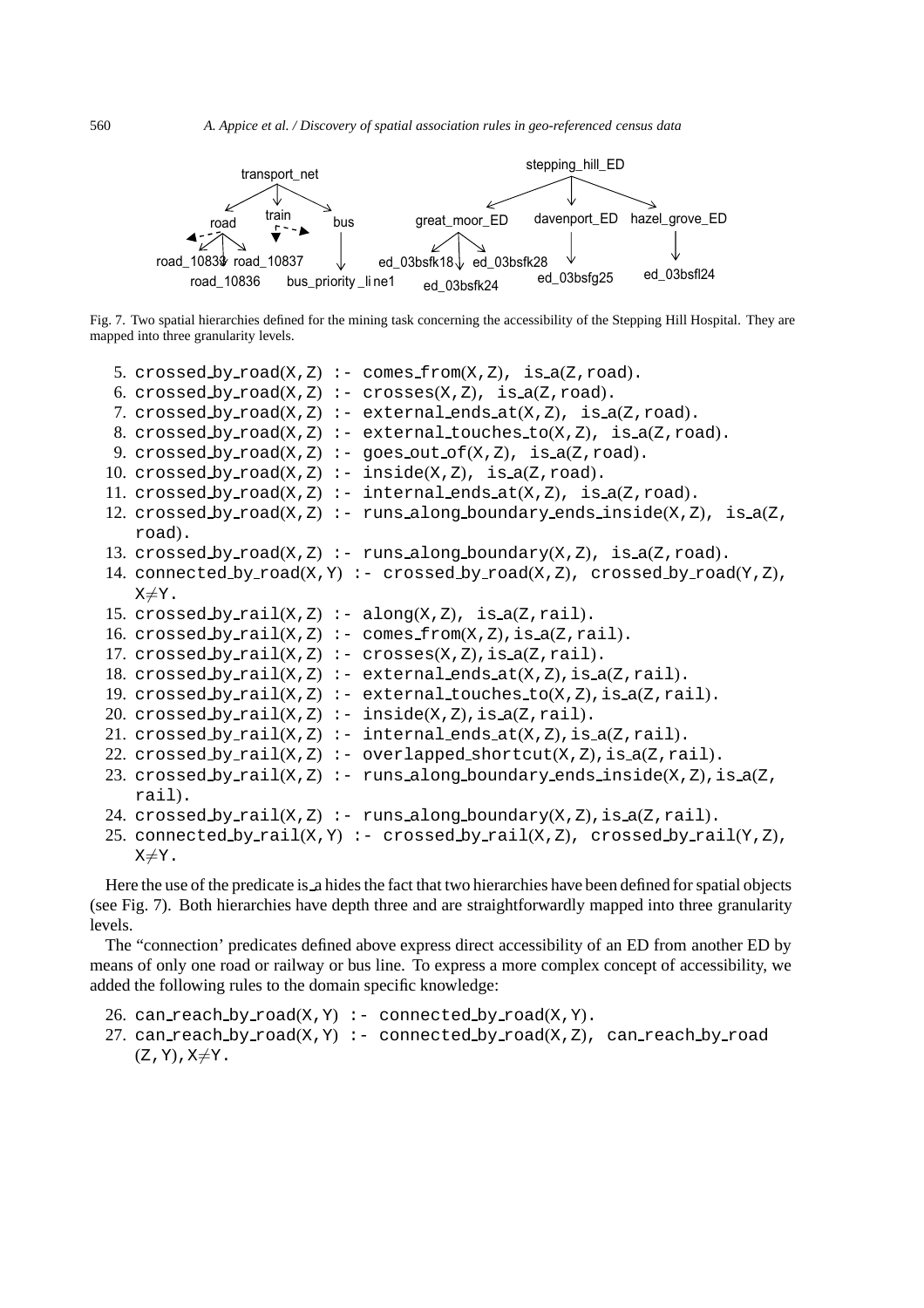transport_net
road
train
bus
road_10833
road_10836
road_10837
bus_priority _li ne1
stepping_hill_ED
great_moor_ED
davenport_ED
hazel_grove_ED
ed_03bsfk18
ed_03bsfk24
ed_03bsfk28
ed_03bsfg25
ed_03bsfl24

Fig. 7. Two spatial hierarchies defined for the mining task concerning the accessibility of the Stepping Hill Hospital. They are mapped into three granularity levels.

```
5. crossed_by_road(X,Z) :- comes_from(X,Z), is_a(Z,road).
6. crossed_by_road(X,Z) :- crosses(X,Z), is_a(Z,road).
7. crossed_by_road(X,Z) :- external_ends_at(X,Z), is_a(Z,road).
8. crossed_by_road(X,Z) :- external_touches_to(X,Z), is_a(Z,road).
9. crossed_by_road(X,Z) :- goes_out_of(X,Z), is_a(Z,road).
10. crossed_by_road(X,Z) :- inside(X,Z), is_a(Z,road).
11. crossed_by_road(X,Z) :- internal_ends_at(X,Z), is_a(Z,road).
12. crossed_by_road(X,Z) :- runs_along_boundary_ends_inside(X,Z), is_a(Z,
    road).
13. crossed_by_road(X,Z) :- runs_along_boundary(X,Z), is_a(Z,road).
14. connected_by_road(X,Y) :- crossed_by_road(X,Z), crossed_by_road(Y,Z),
    X≠Y.
15. crossed_by_rail(X,Z) :- along(X,Z), is_a(Z,rail).
16. crossed_by_rail(X,Z) :- comes_from(X,Z),is_a(Z,rail).
17. crossed_by_rail(X,Z) :- crosses(X,Z),is_a(Z,rail).
18. crossed_by_rail(X,Z) :- external_ends_at(X,Z),is_a(Z,rail).
19. crossed_by_rail(X,Z) :- external_touches_to(X,Z),is_a(Z,rail).
20. crossed_by_rail(X,Z) :- inside(X,Z),is_a(Z,rail).
21. crossed_by_rail(X,Z) :- internal_ends_at(X,Z),is_a(Z,rail).
22. crossed_by_rail(X,Z) :- overlapped_shortcut(X,Z),is_a(Z,rail).
23. crossed_by_rail(X,Z) :- runs_along_boundary_ends_inside(X,Z),is_a(Z,
    rail).
24. crossed_by_rail(X,Z) :- runs_along_boundary(X,Z),is_a(Z,rail).
25. connected_by_rail(X,Y) :- crossed_by_rail(X,Z), crossed_by_rail(Y,Z),
    X≠Y.
```

Here the use of the predicate is_a hides the fact that two hierarchies have been defined for spatial objects (see Fig. 7). Both hierarchies have depth three and are straightforwardly mapped into three granularity levels.

The "connection' predicates defined above express direct accessibility of an ED from another ED by means of only one road or railway or bus line. To express a more complex concept of accessibility, we added the following rules to the domain specific knowledge:

```
26. can_reach_by_road(X,Y) :- connected_by_road(X,Y).
27. can_reach_by_road(X,Y) :- connected_by_road(X,Z), can_reach_by_road
    (Z,Y),X≠Y.
```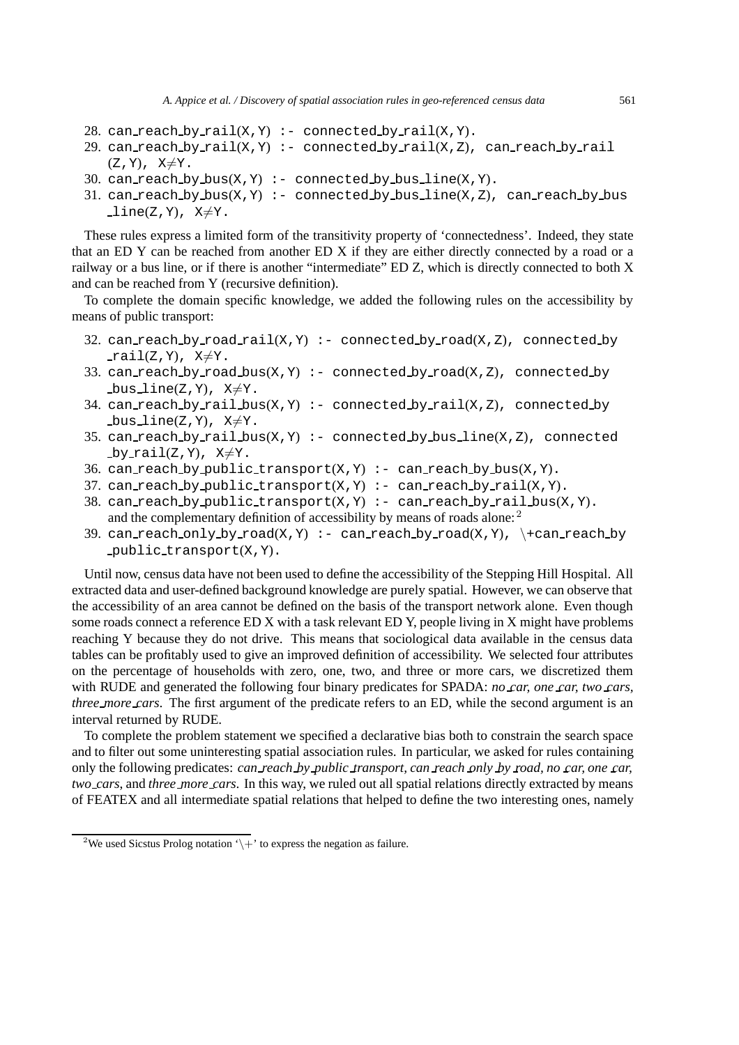28. `can_reach_by_rail(X,Y) :- connected_by_rail(X,Y).`
29. `can_reach_by_rail(X,Y) :- connected_by_rail(X,Z), can_reach_by_rail (Z,Y), X≠Y.`
30. `can_reach_by_bus(X,Y) :- connected_by_bus_line(X,Y).`
31. `can_reach_by_bus(X,Y) :- connected_by_bus_line(X,Z), can_reach_by_bus _line(Z,Y), X≠Y.`

These rules express a limited form of the transitivity property of 'connectedness'. Indeed, they state that an ED Y can be reached from another ED X if they are either directly connected by a road or a railway or a bus line, or if there is another "intermediate" ED Z, which is directly connected to both X and can be reached from Y (recursive definition).

To complete the domain specific knowledge, we added the following rules on the accessibility by means of public transport:

32. `can_reach_by_road_rail(X,Y) :- connected_by_road(X,Z), connected_by _rail(Z,Y), X≠Y.`
33. `can_reach_by_road_bus(X,Y) :- connected_by_road(X,Z), connected_by _bus_line(Z,Y), X≠Y.`
34. `can_reach_by_rail_bus(X,Y) :- connected_by_rail(X,Z), connected_by _bus_line(Z,Y), X≠Y.`
35. `can_reach_by_rail_bus(X,Y) :- connected_by_bus_line(X,Z), connected _by_rail(Z,Y), X≠Y.`
36. `can_reach_by_public_transport(X,Y) :- can_reach_by_bus(X,Y).`
37. `can_reach_by_public_transport(X,Y) :- can_reach_by_rail(X,Y).`
38. `can_reach_by_public_transport(X,Y) :- can_reach_by_rail_bus(X,Y).`
    and the complementary definition of accessibility by means of roads alone:[2]
39. `can_reach_only_by_road(X,Y) :- can_reach_by_road(X,Y), \+can_reach_by _public_transport(X,Y).`

Until now, census data have not been used to define the accessibility of the Stepping Hill Hospital. All extracted data and user-defined background knowledge are purely spatial. However, we can observe that the accessibility of an area cannot be defined on the basis of the transport network alone. Even though some roads connect a reference ED X with a task relevant ED Y, people living in X might have problems reaching Y because they do not drive. This means that sociological data available in the census data tables can be profitably used to give an improved definition of accessibility. We selected four attributes on the percentage of households with zero, one, two, and three or more cars, we discretized them with RUDE and generated the following four binary predicates for SPADA: *no_car, one_car, two_cars, three_more_cars*. The first argument of the predicate refers to an ED, while the second argument is an interval returned by RUDE.

To complete the problem statement we specified a declarative bias both to constrain the search space and to filter out some uninteresting spatial association rules. In particular, we asked for rules containing only the following predicates: *can_reach_by_public_transport, can_reach_only_by_road, no_car, one_car, two_cars*, and *three_more_cars*. In this way, we ruled out all spatial relations directly extracted by means of FEATEX and all intermediate spatial relations that helped to define the two interesting ones, namely

[2] We used Sicstus Prolog notation '\+' to express the negation as failure.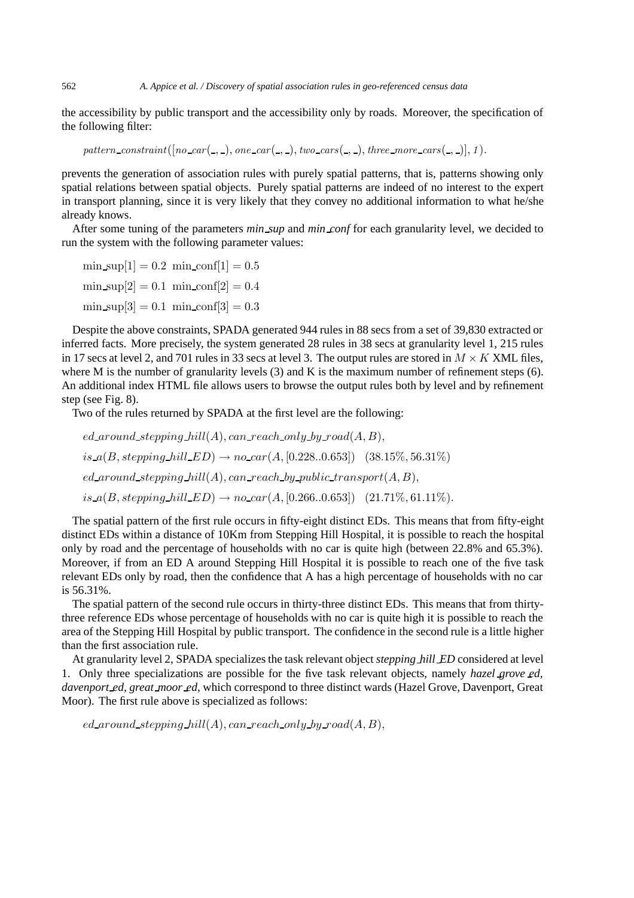the accessibility by public transport and the accessibility only by roads. Moreover, the specification of the following filter:

$$pattern\_constraint([no\_car(\_,\_), one\_car(\_,\_), two\_cars(\_,\_), three\_more\_cars(\_,\_)], 1).$$

prevents the generation of association rules with purely spatial patterns, that is, patterns showing only spatial relations between spatial objects. Purely spatial patterns are indeed of no interest to the expert in transport planning, since it is very likely that they convey no additional information to what he/she already knows.

After some tuning of the parameters *min_sup* and *min_conf* for each granularity level, we decided to run the system with the following parameter values:

$$\text{min\_sup}[1] = 0.2 \;\; \text{min\_conf}[1] = 0.5$$
$$\text{min\_sup}[2] = 0.1 \;\; \text{min\_conf}[2] = 0.4$$
$$\text{min\_sup}[3] = 0.1 \;\; \text{min\_conf}[3] = 0.3$$

Despite the above constraints, SPADA generated 944 rules in 88 secs from a set of 39,830 extracted or inferred facts. More precisely, the system generated 28 rules in 38 secs at granularity level 1, 215 rules in 17 secs at level 2, and 701 rules in 33 secs at level 3. The output rules are stored in $M \times K$ XML files, where M is the number of granularity levels (3) and K is the maximum number of refinement steps (6). An additional index HTML file allows users to browse the output rules both by level and by refinement step (see Fig. 8).

Two of the rules returned by SPADA at the first level are the following:

$$ed\_around\_stepping\_hill(A), can\_reach\_only\_by\_road(A, B),$$
$$is\_a(B, stepping\_hill\_ED) \rightarrow no\_car(A, [0.228..0.653]) \quad (38.15\%, 56.31\%)$$
$$ed\_around\_stepping\_hill(A), can\_reach\_by\_public\_transport(A, B),$$
$$is\_a(B, stepping\_hill\_ED) \rightarrow no\_car(A, [0.266..0.653]) \quad (21.71\%, 61.11\%).$$

The spatial pattern of the first rule occurs in fifty-eight distinct EDs. This means that from fifty-eight distinct EDs within a distance of 10Km from Stepping Hill Hospital, it is possible to reach the hospital only by road and the percentage of households with no car is quite high (between 22.8% and 65.3%). Moreover, if from an ED A around Stepping Hill Hospital it is possible to reach one of the five task relevant EDs only by road, then the confidence that A has a high percentage of households with no car is 56.31%.

The spatial pattern of the second rule occurs in thirty-three distinct EDs. This means that from thirty-three reference EDs whose percentage of households with no car is quite high it is possible to reach the area of the Stepping Hill Hospital by public transport. The confidence in the second rule is a little higher than the first association rule.

At granularity level 2, SPADA specializes the task relevant object *stepping_hill_ED* considered at level 1. Only three specializations are possible for the five task relevant objects, namely *hazel_grove_ed*, *davenport_ed*, *great_moor_ed*, which correspond to three distinct wards (Hazel Grove, Davenport, Great Moor). The first rule above is specialized as follows:

$$ed\_around\_stepping\_hill(A), can\_reach\_only\_by\_road(A, B),$$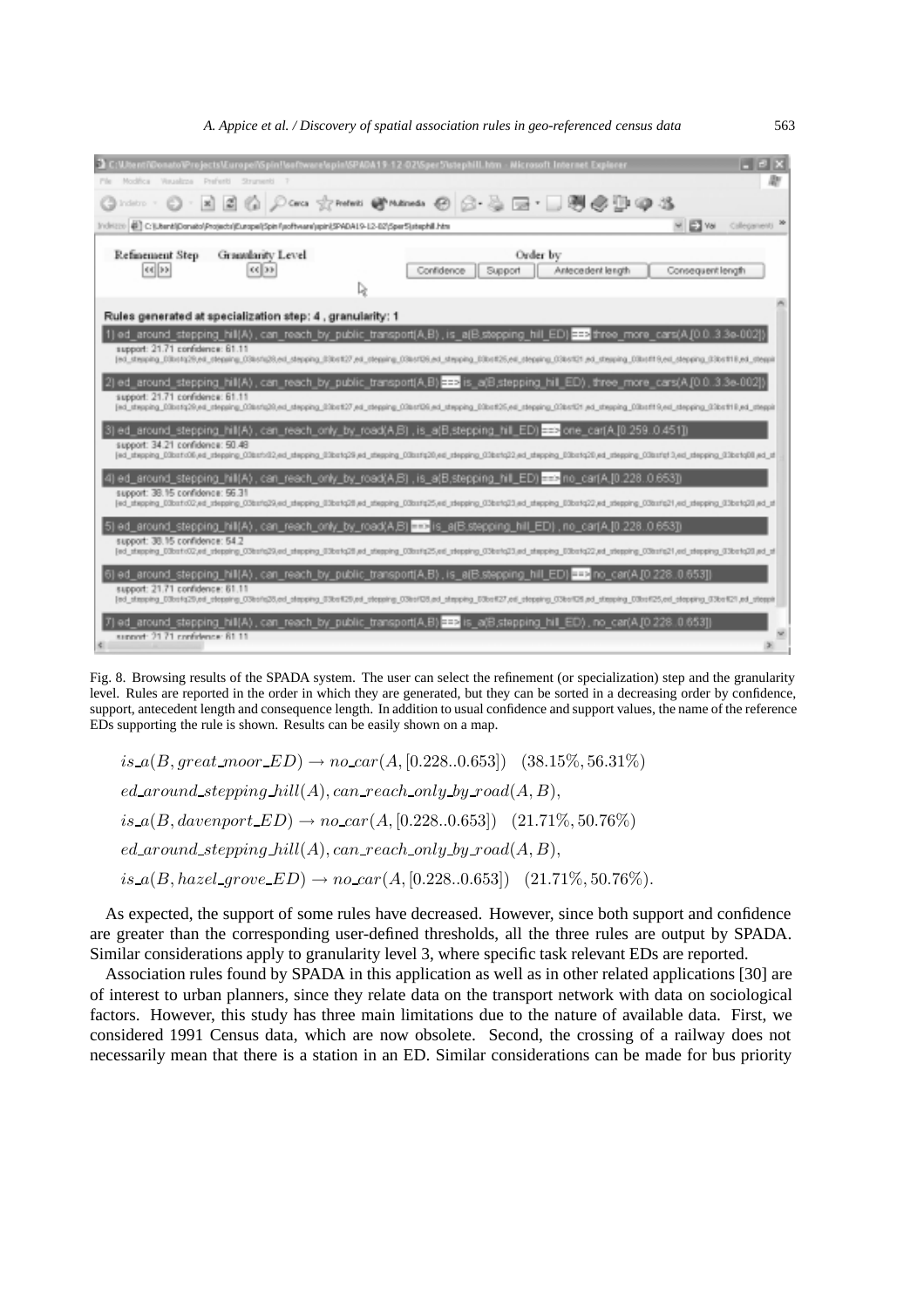Fig. 8. Browsing results of the SPADA system. The user can select the refinement (or specialization) step and the granularity level. Rules are reported in the order in which they are generated, but they can be sorted in a decreasing order by confidence, support, antecedent length and consequence length. In addition to usual confidence and support values, the name of the reference EDs supporting the rule is shown. Results can be easily shown on a map.

$$is\_a(B, great\_moor\_ED) \rightarrow no\_car(A, [0.228..0.653]) \quad (38.15\%, 56.31\%)$$

$$ed\_around\_stepping\_hill(A), can\_reach\_only\_by\_road(A, B),$$

$$is\_a(B, davenport\_ED) \rightarrow no\_car(A, [0.228..0.653]) \quad (21.71\%, 50.76\%)$$

$$ed\_around\_stepping\_hill(A), can\_reach\_only\_by\_road(A, B),$$

$$is\_a(B, hazel\_grove\_ED) \rightarrow no\_car(A, [0.228..0.653]) \quad (21.71\%, 50.76\%).$$

As expected, the support of some rules have decreased. However, since both support and confidence are greater than the corresponding user-defined thresholds, all the three rules are output by SPADA. Similar considerations apply to granularity level 3, where specific task relevant EDs are reported.

Association rules found by SPADA in this application as well as in other related applications [30] are of interest to urban planners, since they relate data on the transport network with data on sociological factors. However, this study has three main limitations due to the nature of available data. First, we considered 1991 Census data, which are now obsolete. Second, the crossing of a railway does not necessarily mean that there is a station in an ED. Similar considerations can be made for bus priority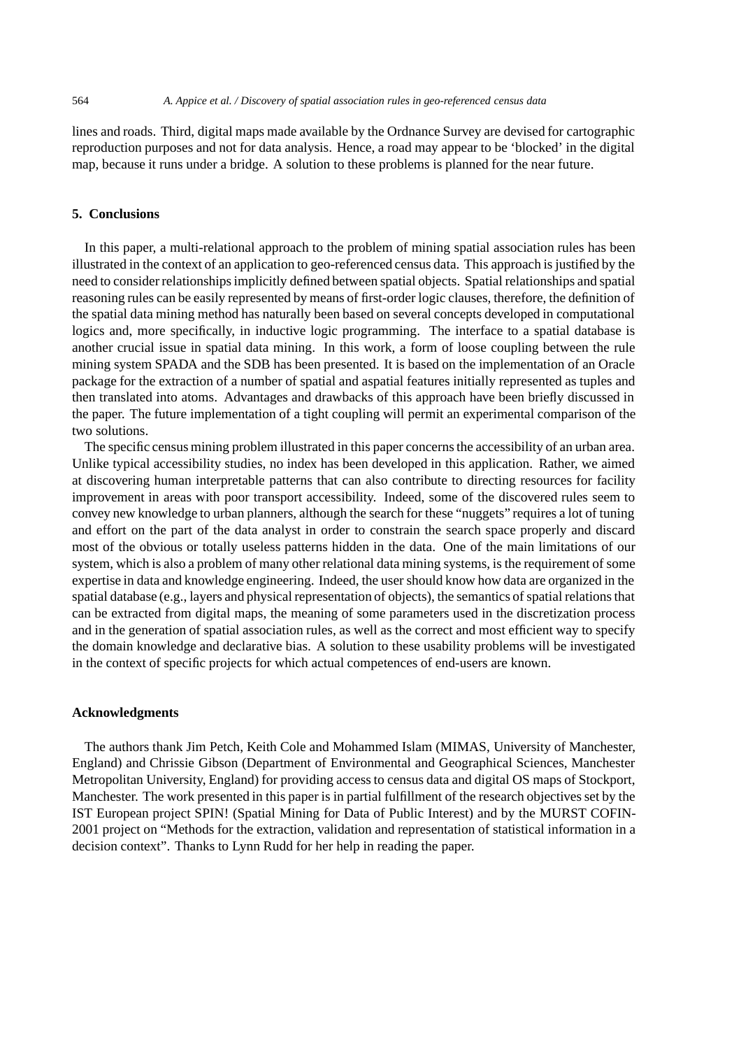lines and roads. Third, digital maps made available by the Ordnance Survey are devised for cartographic reproduction purposes and not for data analysis. Hence, a road may appear to be 'blocked' in the digital map, because it runs under a bridge. A solution to these problems is planned for the near future.

## 5. Conclusions

In this paper, a multi-relational approach to the problem of mining spatial association rules has been illustrated in the context of an application to geo-referenced census data. This approach is justified by the need to consider relationships implicitly defined between spatial objects. Spatial relationships and spatial reasoning rules can be easily represented by means of first-order logic clauses, therefore, the definition of the spatial data mining method has naturally been based on several concepts developed in computational logics and, more specifically, in inductive logic programming. The interface to a spatial database is another crucial issue in spatial data mining. In this work, a form of loose coupling between the rule mining system SPADA and the SDB has been presented. It is based on the implementation of an Oracle package for the extraction of a number of spatial and aspatial features initially represented as tuples and then translated into atoms. Advantages and drawbacks of this approach have been briefly discussed in the paper. The future implementation of a tight coupling will permit an experimental comparison of the two solutions.

The specific census mining problem illustrated in this paper concerns the accessibility of an urban area. Unlike typical accessibility studies, no index has been developed in this application. Rather, we aimed at discovering human interpretable patterns that can also contribute to directing resources for facility improvement in areas with poor transport accessibility. Indeed, some of the discovered rules seem to convey new knowledge to urban planners, although the search for these "nuggets" requires a lot of tuning and effort on the part of the data analyst in order to constrain the search space properly and discard most of the obvious or totally useless patterns hidden in the data. One of the main limitations of our system, which is also a problem of many other relational data mining systems, is the requirement of some expertise in data and knowledge engineering. Indeed, the user should know how data are organized in the spatial database (e.g., layers and physical representation of objects), the semantics of spatial relations that can be extracted from digital maps, the meaning of some parameters used in the discretization process and in the generation of spatial association rules, as well as the correct and most efficient way to specify the domain knowledge and declarative bias. A solution to these usability problems will be investigated in the context of specific projects for which actual competences of end-users are known.

## Acknowledgments

The authors thank Jim Petch, Keith Cole and Mohammed Islam (MIMAS, University of Manchester, England) and Chrissie Gibson (Department of Environmental and Geographical Sciences, Manchester Metropolitan University, England) for providing access to census data and digital OS maps of Stockport, Manchester. The work presented in this paper is in partial fulfillment of the research objectives set by the IST European project SPIN! (Spatial Mining for Data of Public Interest) and by the MURST COFIN-2001 project on "Methods for the extraction, validation and representation of statistical information in a decision context". Thanks to Lynn Rudd for her help in reading the paper.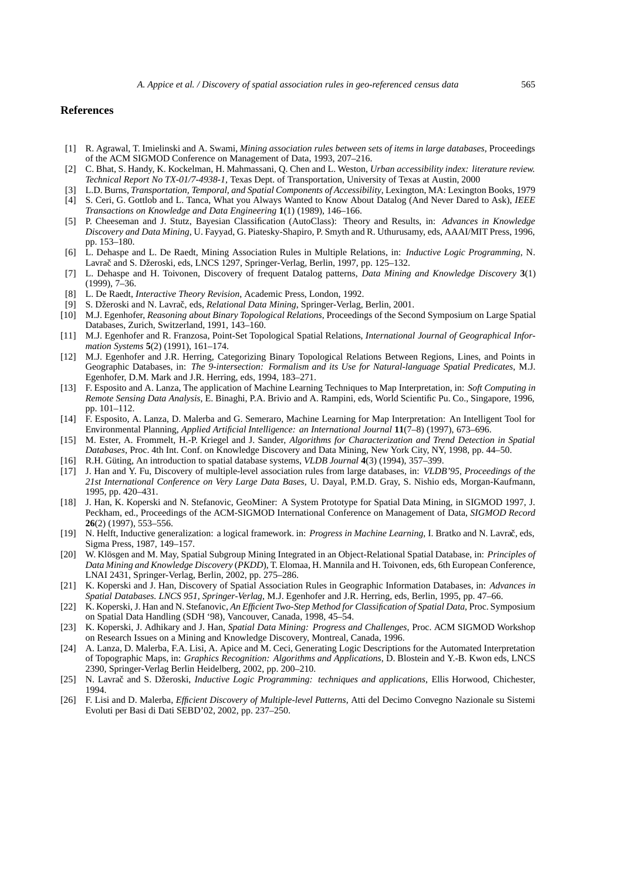## References

[1] R. Agrawal, T. Imielinski and A. Swami, *Mining association rules between sets of items in large databases*, Proceedings of the ACM SIGMOD Conference on Management of Data, 1993, 207–216.

[2] C. Bhat, S. Handy, K. Kockelman, H. Mahmassani, Q. Chen and L. Weston, *Urban accessibility index: literature review. Technical Report No TX-01/7-4938-1*, Texas Dept. of Transportation, University of Texas at Austin, 2000

[3] L.D. Burns, *Transportation, Temporal, and Spatial Components of Accessibility*, Lexington, MA: Lexington Books, 1979

[4] S. Ceri, G. Gottlob and L. Tanca, What you Always Wanted to Know About Datalog (And Never Dared to Ask), *IEEE Transactions on Knowledge and Data Engineering* **1**(1) (1989), 146–166.

[5] P. Cheeseman and J. Stutz, Bayesian Classification (AutoClass): Theory and Results, in: *Advances in Knowledge Discovery and Data Mining*, U. Fayyad, G. Piatesky-Shapiro, P. Smyth and R. Uthurusamy, eds, AAAI/MIT Press, 1996, pp. 153–180.

[6] L. Dehaspe and L. De Raedt, Mining Association Rules in Multiple Relations, in: *Inductive Logic Programming*, N. Lavrač and S. Džeroski, eds, LNCS 1297, Springer-Verlag, Berlin, 1997, pp. 125–132.

[7] L. Dehaspe and H. Toivonen, Discovery of frequent Datalog patterns, *Data Mining and Knowledge Discovery* **3**(1) (1999), 7–36.

[8] L. De Raedt, *Interactive Theory Revision*, Academic Press, London, 1992.

[9] S. Džeroski and N. Lavrač, eds, *Relational Data Mining*, Springer-Verlag, Berlin, 2001.

[10] M.J. Egenhofer, *Reasoning about Binary Topological Relations*, Proceedings of the Second Symposium on Large Spatial Databases, Zurich, Switzerland, 1991, 143–160.

[11] M.J. Egenhofer and R. Franzosa, Point-Set Topological Spatial Relations, *International Journal of Geographical Information Systems* **5**(2) (1991), 161–174.

[12] M.J. Egenhofer and J.R. Herring, Categorizing Binary Topological Relations Between Regions, Lines, and Points in Geographic Databases, in: *The 9-intersection: Formalism and its Use for Natural-language Spatial Predicates*, M.J. Egenhofer, D.M. Mark and J.R. Herring, eds, 1994, 183–271.

[13] F. Esposito and A. Lanza, The application of Machine Learning Techniques to Map Interpretation, in: *Soft Computing in Remote Sensing Data Analysis*, E. Binaghi, P.A. Brivio and A. Rampini, eds, World Scientific Pu. Co., Singapore, 1996, pp. 101–112.

[14] F. Esposito, A. Lanza, D. Malerba and G. Semeraro, Machine Learning for Map Interpretation: An Intelligent Tool for Environmental Planning, *Applied Artificial Intelligence: an International Journal* **11**(7–8) (1997), 673–696.

[15] M. Ester, A. Frommelt, H.-P. Kriegel and J. Sander, *Algorithms for Characterization and Trend Detection in Spatial Databases*, Proc. 4th Int. Conf. on Knowledge Discovery and Data Mining, New York City, NY, 1998, pp. 44–50.

[16] R.H. Güting, An introduction to spatial database systems, *VLDB Journal* **4**(3) (1994), 357–399.

[17] J. Han and Y. Fu, Discovery of multiple-level association rules from large databases, in: *VLDB'95, Proceedings of the 21st International Conference on Very Large Data Bases*, U. Dayal, P.M.D. Gray, S. Nishio eds, Morgan-Kaufmann, 1995, pp. 420–431.

[18] J. Han, K. Koperski and N. Stefanovic, GeoMiner: A System Prototype for Spatial Data Mining, in SIGMOD 1997, J. Peckham, ed., Proceedings of the ACM-SIGMOD International Conference on Management of Data, *SIGMOD Record* **26**(2) (1997), 553–556.

[19] N. Helft, Inductive generalization: a logical framework. in: *Progress in Machine Learning*, I. Bratko and N. Lavrač, eds, Sigma Press, 1987, 149–157.

[20] W. Klösgen and M. May, Spatial Subgroup Mining Integrated in an Object-Relational Spatial Database, in: *Principles of Data Mining and Knowledge Discovery* (*PKDD*), T. Elomaa, H. Mannila and H. Toivonen, eds, 6th European Conference, LNAI 2431, Springer-Verlag, Berlin, 2002, pp. 275–286.

[21] K. Koperski and J. Han, Discovery of Spatial Association Rules in Geographic Information Databases, in: *Advances in Spatial Databases. LNCS 951, Springer-Verlag*, M.J. Egenhofer and J.R. Herring, eds, Berlin, 1995, pp. 47–66.

[22] K. Koperski, J. Han and N. Stefanovic, *An Efficient Two-Step Method for Classification of Spatial Data*, Proc. Symposium on Spatial Data Handling (SDH '98), Vancouver, Canada, 1998, 45–54.

[23] K. Koperski, J. Adhikary and J. Han, *Spatial Data Mining: Progress and Challenges*, Proc. ACM SIGMOD Workshop on Research Issues on a Mining and Knowledge Discovery, Montreal, Canada, 1996.

[24] A. Lanza, D. Malerba, F.A. Lisi, A. Apice and M. Ceci, Generating Logic Descriptions for the Automated Interpretation of Topographic Maps, in: *Graphics Recognition: Algorithms and Applications*, D. Blostein and Y.-B. Kwon eds, LNCS 2390, Springer-Verlag Berlin Heidelberg, 2002, pp. 200–210.

[25] N. Lavrač and S. Džeroski, *Inductive Logic Programming: techniques and applications*, Ellis Horwood, Chichester, 1994.

[26] F. Lisi and D. Malerba, *Efficient Discovery of Multiple-level Patterns*, Atti del Decimo Convegno Nazionale su Sistemi Evoluti per Basi di Dati SEBD'02, 2002, pp. 237–250.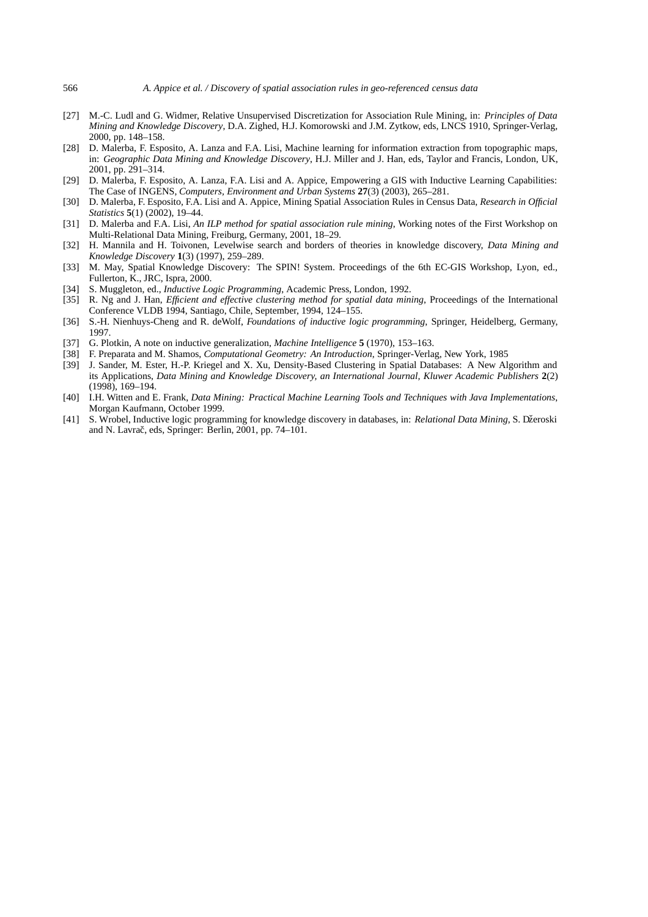[27] M.-C. Ludl and G. Widmer, Relative Unsupervised Discretization for Association Rule Mining, in: *Principles of Data Mining and Knowledge Discovery*, D.A. Zighed, H.J. Komorowski and J.M. Zytkow, eds, LNCS 1910, Springer-Verlag, 2000, pp. 148–158.

[28] D. Malerba, F. Esposito, A. Lanza and F.A. Lisi, Machine learning for information extraction from topographic maps, in: *Geographic Data Mining and Knowledge Discovery*, H.J. Miller and J. Han, eds, Taylor and Francis, London, UK, 2001, pp. 291–314.

[29] D. Malerba, F. Esposito, A. Lanza, F.A. Lisi and A. Appice, Empowering a GIS with Inductive Learning Capabilities: The Case of INGENS, *Computers, Environment and Urban Systems* **27**(3) (2003), 265–281.

[30] D. Malerba, F. Esposito, F.A. Lisi and A. Appice, Mining Spatial Association Rules in Census Data, *Research in Official Statistics* **5**(1) (2002), 19–44.

[31] D. Malerba and F.A. Lisi, *An ILP method for spatial association rule mining*, Working notes of the First Workshop on Multi-Relational Data Mining, Freiburg, Germany, 2001, 18–29.

[32] H. Mannila and H. Toivonen, Levelwise search and borders of theories in knowledge discovery, *Data Mining and Knowledge Discovery* **1**(3) (1997), 259–289.

[33] M. May, Spatial Knowledge Discovery: The SPIN! System. Proceedings of the 6th EC-GIS Workshop, Lyon, ed., Fullerton, K., JRC, Ispra, 2000.

[34] S. Muggleton, ed., *Inductive Logic Programming*, Academic Press, London, 1992.

[35] R. Ng and J. Han, *Efficient and effective clustering method for spatial data mining*, Proceedings of the International Conference VLDB 1994, Santiago, Chile, September, 1994, 124–155.

[36] S.-H. Nienhuys-Cheng and R. deWolf, *Foundations of inductive logic programming*, Springer, Heidelberg, Germany, 1997.

[37] G. Plotkin, A note on inductive generalization, *Machine Intelligence* **5** (1970), 153–163.

[38] F. Preparata and M. Shamos, *Computational Geometry: An Introduction*, Springer-Verlag, New York, 1985

[39] J. Sander, M. Ester, H.-P. Kriegel and X. Xu, Density-Based Clustering in Spatial Databases: A New Algorithm and its Applications, *Data Mining and Knowledge Discovery, an International Journal, Kluwer Academic Publishers* **2**(2) (1998), 169–194.

[40] I.H. Witten and E. Frank, *Data Mining: Practical Machine Learning Tools and Techniques with Java Implementations*, Morgan Kaufmann, October 1999.

[41] S. Wrobel, Inductive logic programming for knowledge discovery in databases, in: *Relational Data Mining*, S. Džeroski and N. Lavrač, eds, Springer: Berlin, 2001, pp. 74–101.